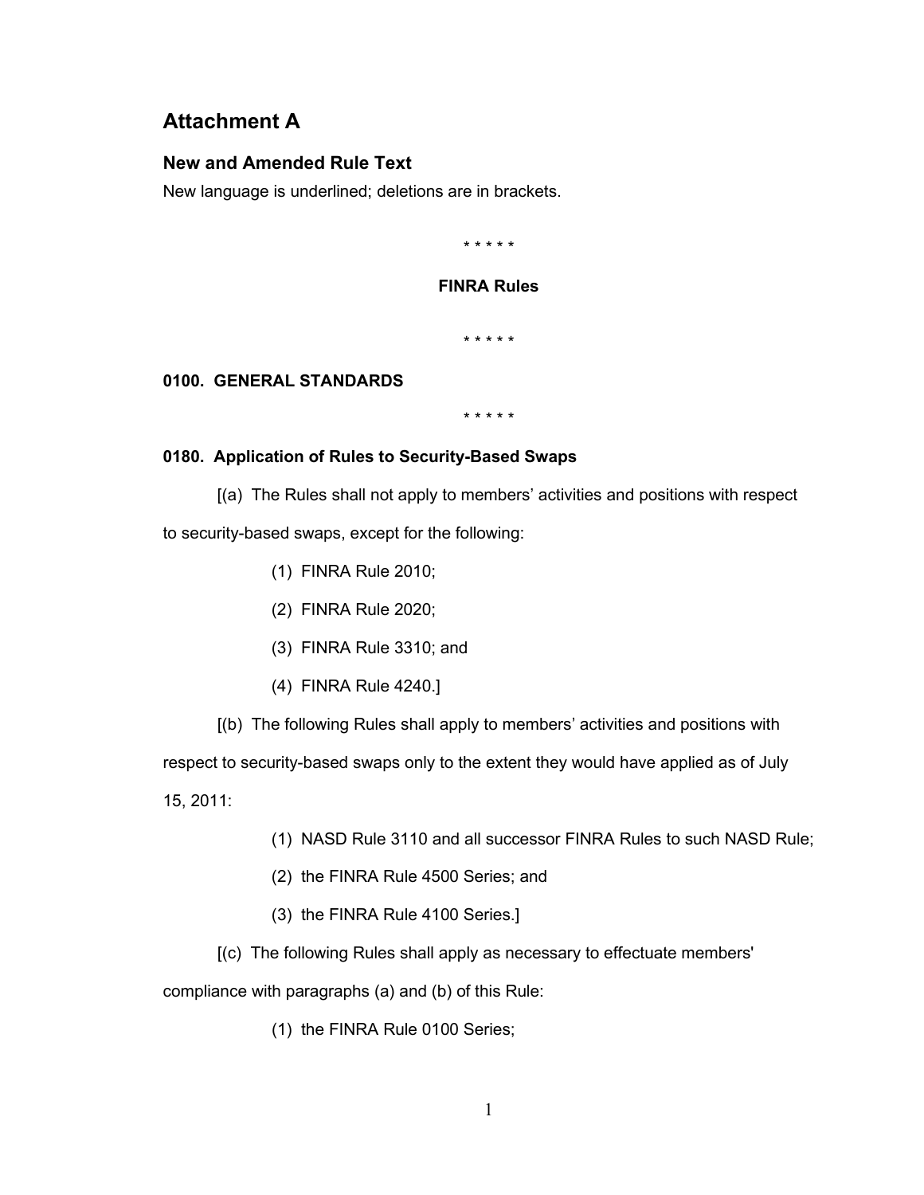# Attachment A

## New and Amended Rule Text

New language is underlined; deletions are in brackets.

\* \* \* \* \*

**FINRA Rules**

\* \* \* \* \*

**0100. GENERAL STANDARDS**

\* \* \* \* \*

**0180. Application of Rules to Security-Based Swaps**

[(a) The Rules shall not apply to members' activities and positions with respect to security-based swaps, except for the following:

(1) FINRA Rule 2010;

(2) FINRA Rule 2020;

(3) FINRA Rule 3310; and

(4) FINRA Rule 4240.]

[(b) The following Rules shall apply to members' activities and positions with respect to security-based swaps only to the extent they would have applied as of July 15, 2011:

(1) NASD Rule 3110 and all successor FINRA Rules to such NASD Rule;

(2) the FINRA Rule 4500 Series; and

(3) the FINRA Rule 4100 Series.]

[(c) The following Rules shall apply as necessary to effectuate members' compliance with paragraphs (a) and (b) of this Rule:

(1) the FINRA Rule 0100 Series;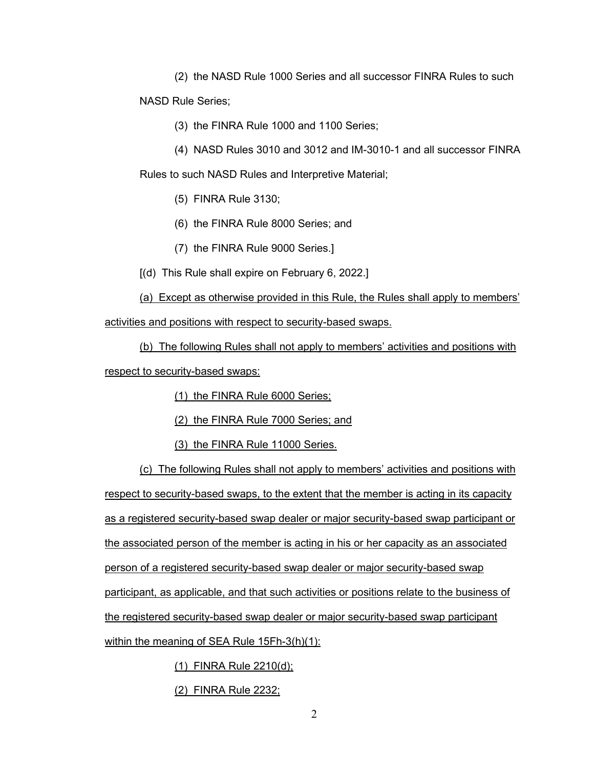(2) the NASD Rule 1000 Series and all successor FINRA Rules to such NASD Rule Series;

(3) the FINRA Rule 1000 and 1100 Series;

(4) NASD Rules 3010 and 3012 and IM-3010-1 and all successor FINRA Rules to such NASD Rules and Interpretive Material;

(5) FINRA Rule 3130;

(6) the FINRA Rule 8000 Series; and

(7) the FINRA Rule 9000 Series.]

[(d) This Rule shall expire on February 6, 2022.]

(a) Except as otherwise provided in this Rule, the Rules shall apply to members' activities and positions with respect to security-based swaps.

(b) The following Rules shall not apply to members' activities and positions with respect to security-based swaps:

(1) the FINRA Rule 6000 Series;

(2) the FINRA Rule 7000 Series; and

(3) the FINRA Rule 11000 Series.

(c) The following Rules shall not apply to members' activities and positions with respect to security-based swaps, to the extent that the member is acting in its capacity as a registered security-based swap dealer or major security-based swap participant or the associated person of the member is acting in his or her capacity as an associated person of a registered security-based swap dealer or major security-based swap participant, as applicable, and that such activities or positions relate to the business of the registered security-based swap dealer or major security-based swap participant within the meaning of SEA Rule 15Fh-3(h)(1):

(1) FINRA Rule 2210(d);

(2) FINRA Rule 2232;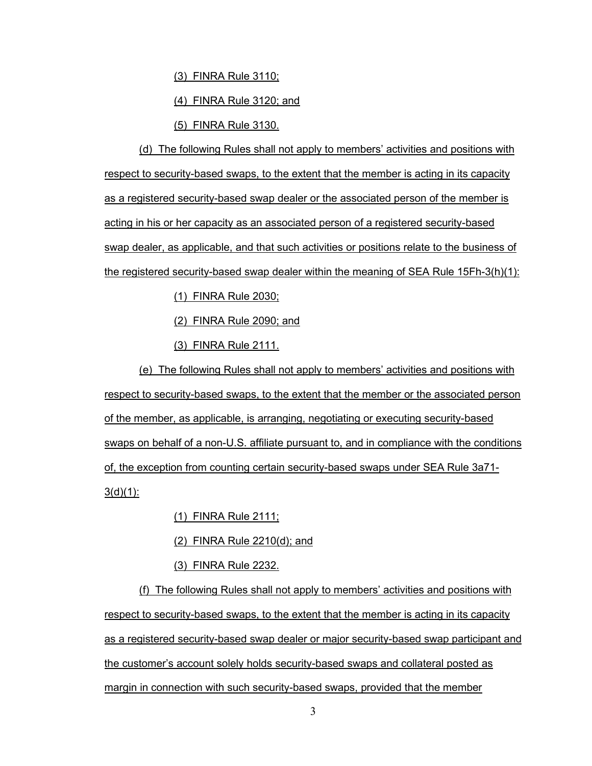(3) FINRA Rule 3110;

(4) FINRA Rule 3120; and

(5) FINRA Rule 3130.

(d) The following Rules shall not apply to members' activities and positions with respect to security-based swaps, to the extent that the member is acting in its capacity as a registered security-based swap dealer or the associated person of the member is acting in his or her capacity as an associated person of a registered security-based swap dealer, as applicable, and that such activities or positions relate to the business of the registered security-based swap dealer within the meaning of SEA Rule 15Fh-3(h)(1):

(1) FINRA Rule 2030;

(2) FINRA Rule 2090; and

(3) FINRA Rule 2111.

(e) The following Rules shall not apply to members' activities and positions with respect to security-based swaps, to the extent that the member or the associated person of the member, as applicable, is arranging, negotiating or executing security-based swaps on behalf of a non-U.S. affiliate pursuant to, and in compliance with the conditions of, the exception from counting certain security-based swaps under SEA Rule 3a71-3(d)(1):

(1) FINRA Rule 2111;

(2) FINRA Rule 2210(d); and

(3) FINRA Rule 2232.

(f) The following Rules shall not apply to members' activities and positions with respect to security-based swaps, to the extent that the member is acting in its capacity as a registered security-based swap dealer or major security-based swap participant and the customer's account solely holds security-based swaps and collateral posted as margin in connection with such security-based swaps, provided that the member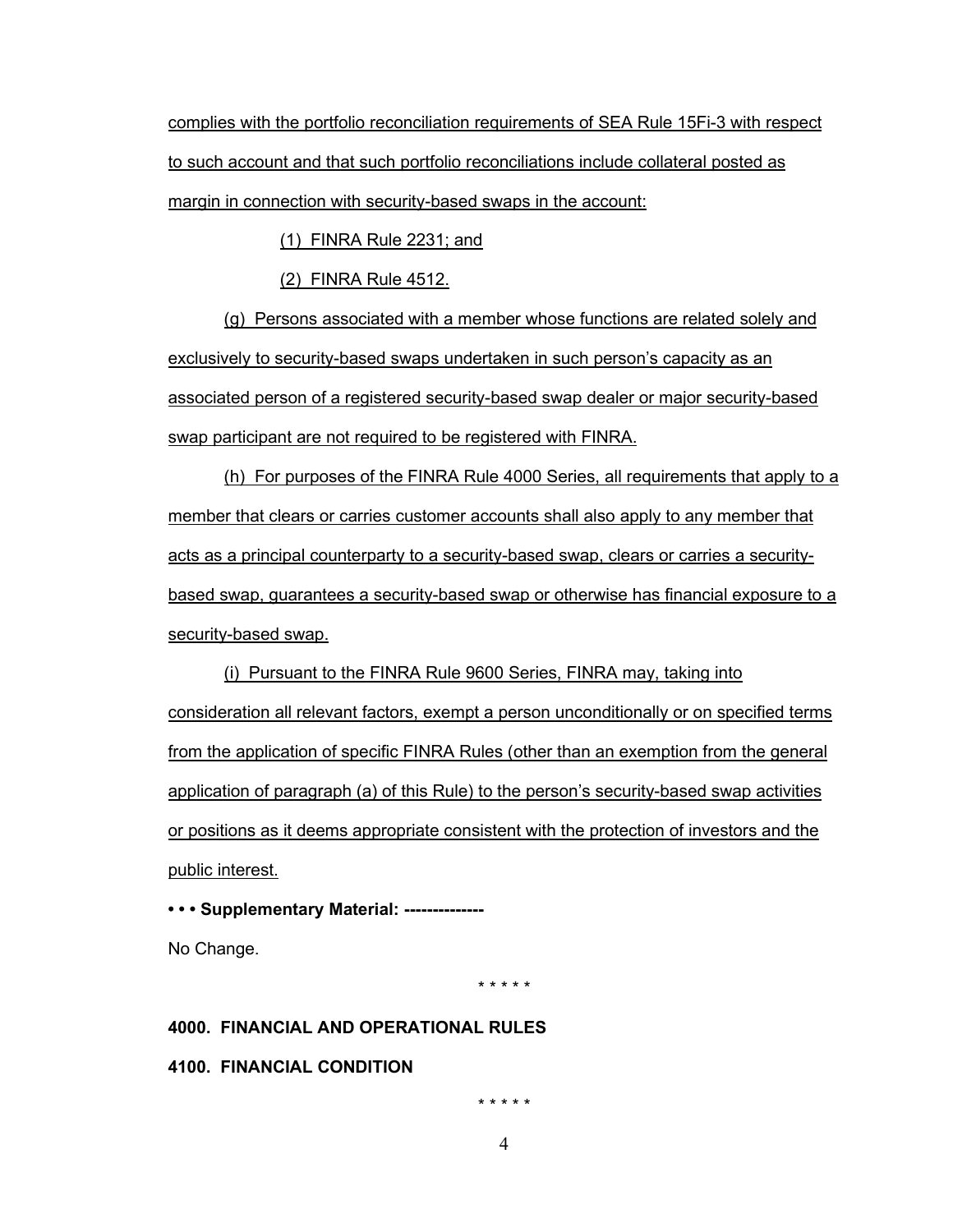complies with the portfolio reconciliation requirements of SEA Rule 15Fi-3 with respect to such account and that such portfolio reconciliations include collateral posted as margin in connection with security-based swaps in the account:

(1) FINRA Rule 2231; and

(2) FINRA Rule 4512.

(g) Persons associated with a member whose functions are related solely and exclusively to security-based swaps undertaken in such person's capacity as an associated person of a registered security-based swap dealer or major security-based swap participant are not required to be registered with FINRA.

(h) For purposes of the FINRA Rule 4000 Series, all requirements that apply to a member that clears or carries customer accounts shall also apply to any member that acts as a principal counterparty to a security-based swap, clears or carries a security-based swap, guarantees a security-based swap or otherwise has financial exposure to a security-based swap.

(i) Pursuant to the FINRA Rule 9600 Series, FINRA may, taking into consideration all relevant factors, exempt a person unconditionally or on specified terms from the application of specific FINRA Rules (other than an exemption from the general application of paragraph (a) of this Rule) to the person's security-based swap activities or positions as it deems appropriate consistent with the protection of investors and the public interest.

**• • • Supplementary Material: --------------**

No Change.

\* \* \* \* \*

**4000. FINANCIAL AND OPERATIONAL RULES**

**4100. FINANCIAL CONDITION**

\* \* \* \* \*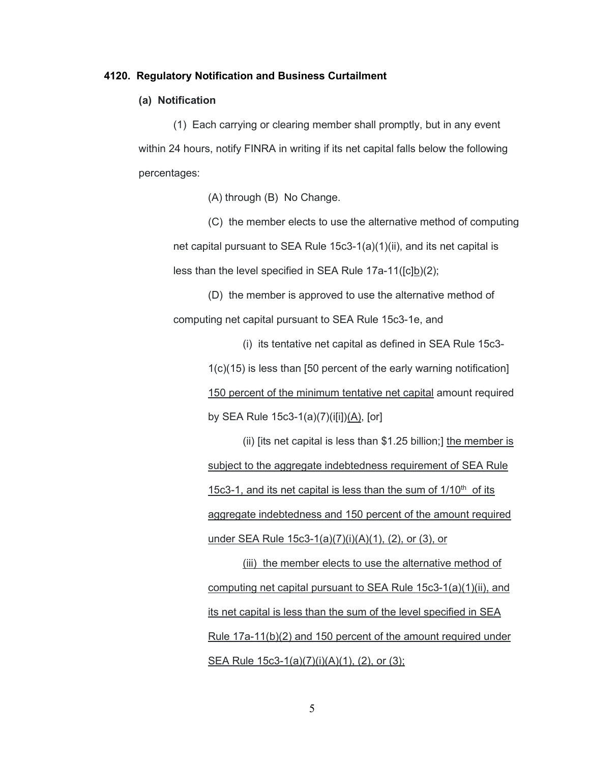**4120. Regulatory Notification and Business Curtailment**

**(a) Notification**

(1) Each carrying or clearing member shall promptly, but in any event within 24 hours, notify FINRA in writing if its net capital falls below the following percentages:

(A) through (B) No Change.

(C) the member elects to use the alternative method of computing net capital pursuant to SEA Rule 15c3-1(a)(1)(ii), and its net capital is less than the level specified in SEA Rule 17a-11([c]<u>b</u>)(2);

(D) the member is approved to use the alternative method of computing net capital pursuant to SEA Rule 15c3-1e, and

(i) its tentative net capital as defined in SEA Rule 15c3-1(c)(15) is less than [50 percent of the early warning notification] <u>150 percent of the minimum tentative net capital</u> amount required by SEA Rule 15c3-1(a)(7)(i[i])<u>(A)</u>, [or]

(ii) [its net capital is less than $1.25 billion;] <u>the member is subject to the aggregate indebtedness requirement of SEA Rule 15c3-1, and its net capital is less than the sum of 1/10th of its aggregate indebtedness and 150 percent of the amount required under SEA Rule 15c3-1(a)(7)(i)(A)(1), (2), or (3), or</u>

<u>(iii) the member elects to use the alternative method of computing net capital pursuant to SEA Rule 15c3-1(a)(1)(ii), and its net capital is less than the sum of the level specified in SEA Rule 17a-11(b)(2) and 150 percent of the amount required under SEA Rule 15c3-1(a)(7)(i)(A)(1), (2), or (3);</u>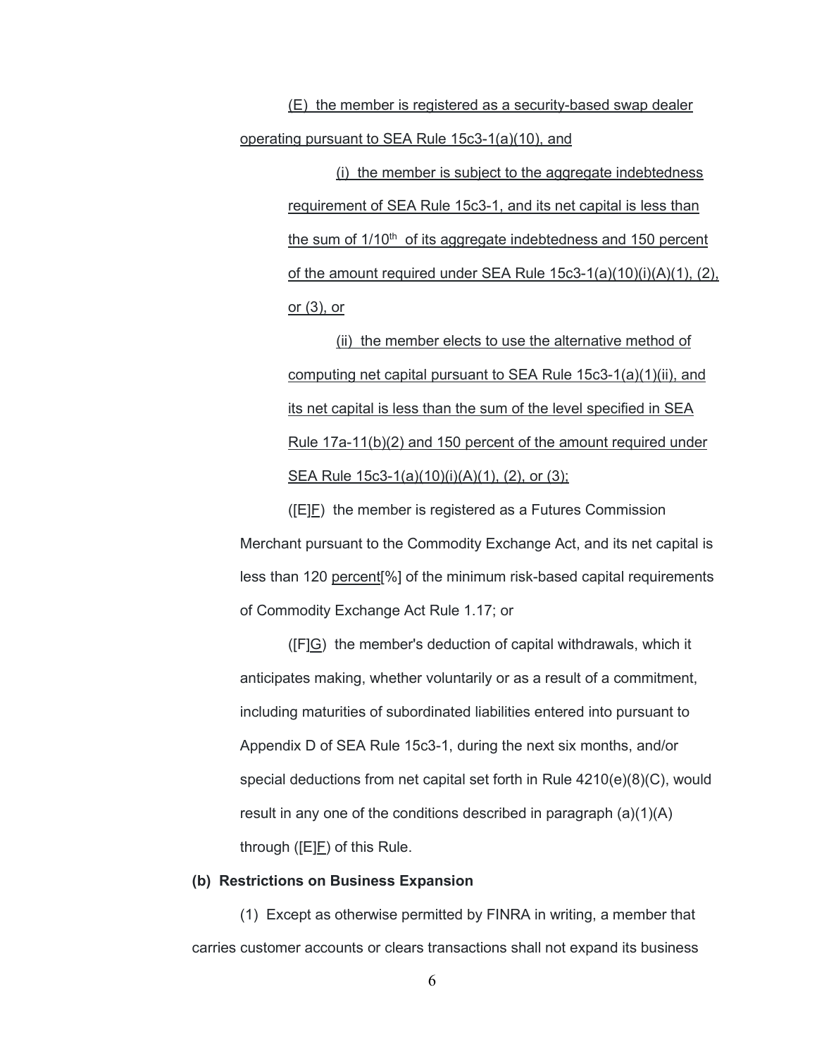(E) the member is registered as a security-based swap dealer operating pursuant to SEA Rule 15c3-1(a)(10), and

(i) the member is subject to the aggregate indebtedness requirement of SEA Rule 15c3-1, and its net capital is less than the sum of 1/10th of its aggregate indebtedness and 150 percent of the amount required under SEA Rule 15c3-1(a)(10)(i)(A)(1), (2), or (3), or

(ii) the member elects to use the alternative method of computing net capital pursuant to SEA Rule 15c3-1(a)(1)(ii), and its net capital is less than the sum of the level specified in SEA Rule 17a-11(b)(2) and 150 percent of the amount required under SEA Rule 15c3-1(a)(10)(i)(A)(1), (2), or (3);

([E]F) the member is registered as a Futures Commission Merchant pursuant to the Commodity Exchange Act, and its net capital is less than 120 percent[%] of the minimum risk-based capital requirements of Commodity Exchange Act Rule 1.17; or

([F]G) the member's deduction of capital withdrawals, which it anticipates making, whether voluntarily or as a result of a commitment, including maturities of subordinated liabilities entered into pursuant to Appendix D of SEA Rule 15c3-1, during the next six months, and/or special deductions from net capital set forth in Rule 4210(e)(8)(C), would result in any one of the conditions described in paragraph (a)(1)(A) through ([E]F) of this Rule.

**(b) Restrictions on Business Expansion**

(1) Except as otherwise permitted by FINRA in writing, a member that carries customer accounts or clears transactions shall not expand its business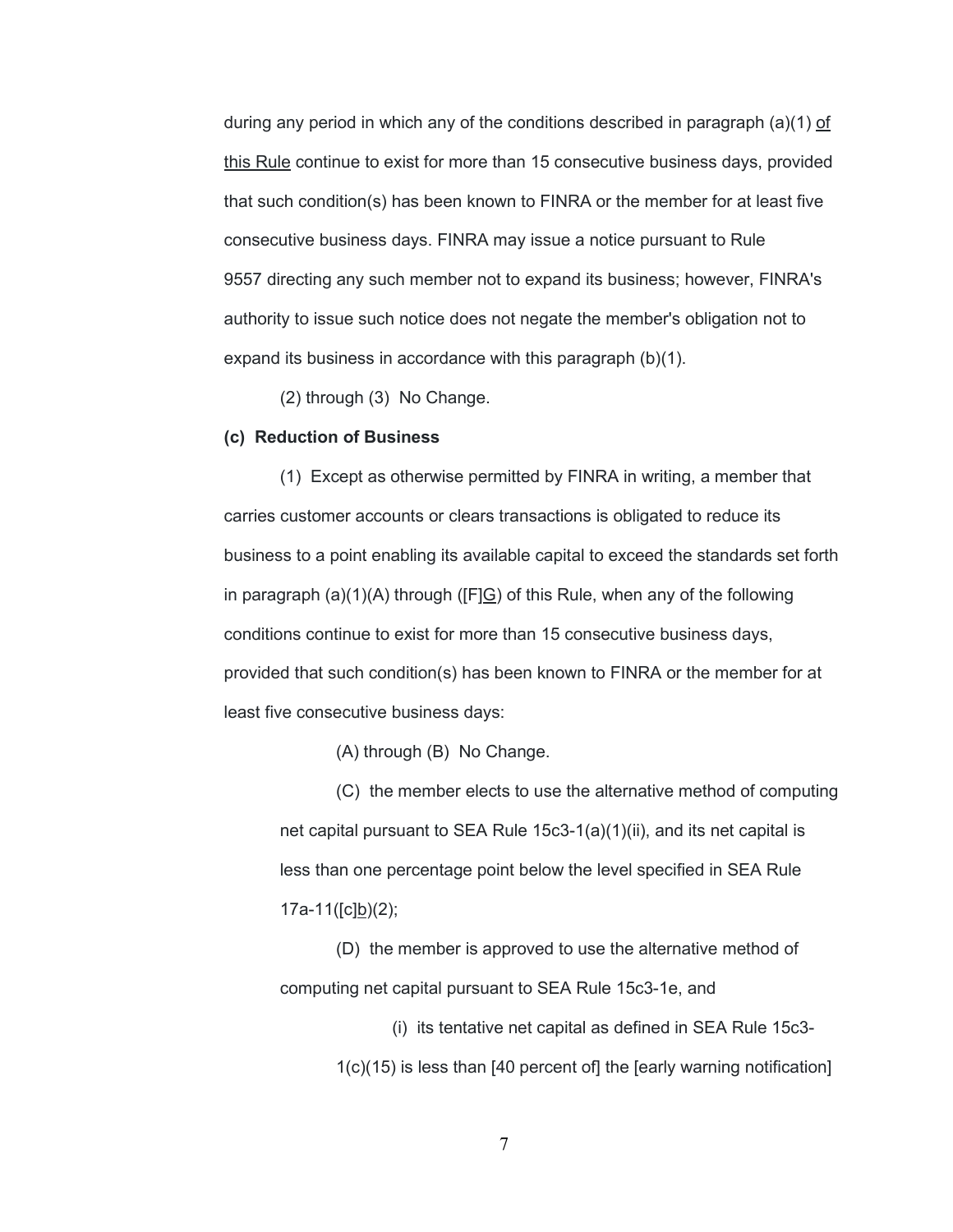during any period in which any of the conditions described in paragraph (a)(1) <u>of this Rule</u> continue to exist for more than 15 consecutive business days, provided that such condition(s) has been known to FINRA or the member for at least five consecutive business days. FINRA may issue a notice pursuant to Rule 9557 directing any such member not to expand its business; however, FINRA's authority to issue such notice does not negate the member's obligation not to expand its business in accordance with this paragraph (b)(1).

(2) through (3) No Change.

**(c) Reduction of Business**

(1) Except as otherwise permitted by FINRA in writing, a member that carries customer accounts or clears transactions is obligated to reduce its business to a point enabling its available capital to exceed the standards set forth in paragraph (a)(1)(A) through ([F]<u>G</u>) of this Rule, when any of the following conditions continue to exist for more than 15 consecutive business days, provided that such condition(s) has been known to FINRA or the member for at least five consecutive business days:

(A) through (B) No Change.

(C) the member elects to use the alternative method of computing net capital pursuant to SEA Rule 15c3-1(a)(1)(ii), and its net capital is less than one percentage point below the level specified in SEA Rule 17a-11([c]<u>b</u>)(2);

(D) the member is approved to use the alternative method of computing net capital pursuant to SEA Rule 15c3-1e, and

(i) its tentative net capital as defined in SEA Rule 15c3-1(c)(15) is less than [40 percent of] the [early warning notification]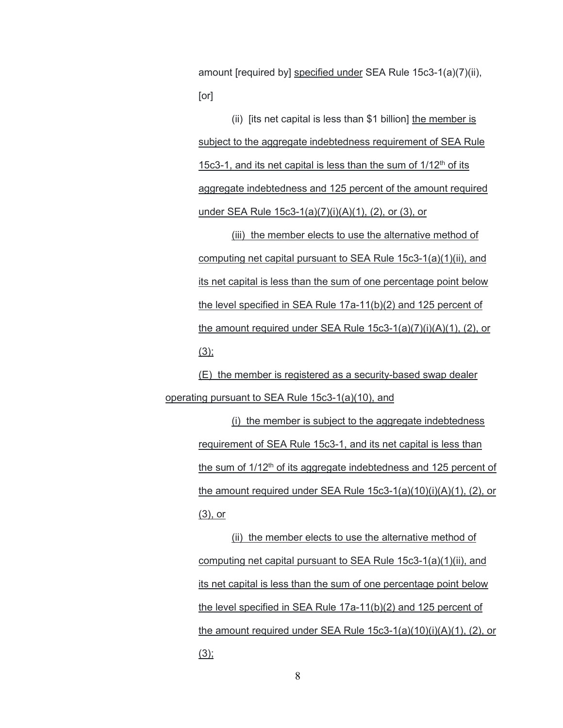amount [required by] <u>specified under</u> SEA Rule 15c3-1(a)(7)(ii), [or]

(ii) [its net capital is less than $1 billion] <u>the member is subject to the aggregate indebtedness requirement of SEA Rule 15c3-1, and its net capital is less than the sum of 1/12th of its aggregate indebtedness and 125 percent of the amount required under SEA Rule 15c3-1(a)(7)(i)(A)(1), (2), or (3), or</u>

<u>(iii) the member elects to use the alternative method of computing net capital pursuant to SEA Rule 15c3-1(a)(1)(ii), and its net capital is less than the sum of one percentage point below the level specified in SEA Rule 17a-11(b)(2) and 125 percent of the amount required under SEA Rule 15c3-1(a)(7)(i)(A)(1), (2), or (3);</u>

<u>(E) the member is registered as a security-based swap dealer operating pursuant to SEA Rule 15c3-1(a)(10), and</u>

<u>(i) the member is subject to the aggregate indebtedness requirement of SEA Rule 15c3-1, and its net capital is less than the sum of 1/12th of its aggregate indebtedness and 125 percent of the amount required under SEA Rule 15c3-1(a)(10)(i)(A)(1), (2), or (3), or</u>

<u>(ii) the member elects to use the alternative method of computing net capital pursuant to SEA Rule 15c3-1(a)(1)(ii), and its net capital is less than the sum of one percentage point below the level specified in SEA Rule 17a-11(b)(2) and 125 percent of the amount required under SEA Rule 15c3-1(a)(10)(i)(A)(1), (2), or (3);</u>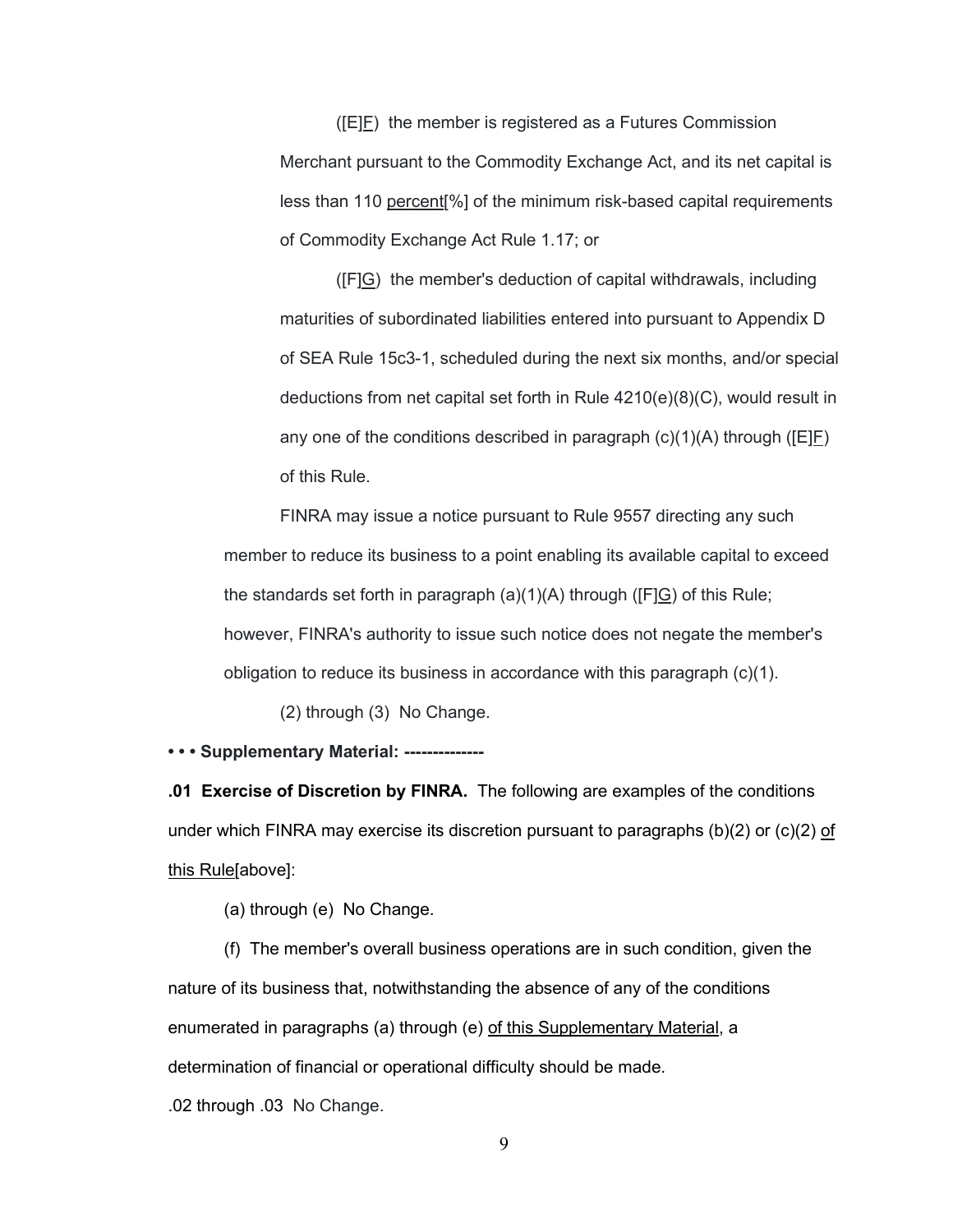([E]<u>F</u>) the member is registered as a Futures Commission Merchant pursuant to the Commodity Exchange Act, and its net capital is less than 110 <u>percent</u>[%] of the minimum risk-based capital requirements of Commodity Exchange Act Rule 1.17; or

([F]<u>G</u>) the member's deduction of capital withdrawals, including maturities of subordinated liabilities entered into pursuant to Appendix D of SEA Rule 15c3-1, scheduled during the next six months, and/or special deductions from net capital set forth in Rule 4210(e)(8)(C), would result in any one of the conditions described in paragraph (c)(1)(A) through ([E]<u>F</u>) of this Rule.

FINRA may issue a notice pursuant to Rule 9557 directing any such member to reduce its business to a point enabling its available capital to exceed the standards set forth in paragraph (a)(1)(A) through ([F]<u>G</u>) of this Rule; however, FINRA's authority to issue such notice does not negate the member's obligation to reduce its business in accordance with this paragraph (c)(1).

(2) through (3) No Change.

**• • • Supplementary Material: --------------**

**.01 Exercise of Discretion by FINRA.** The following are examples of the conditions under which FINRA may exercise its discretion pursuant to paragraphs (b)(2) or (c)(2) <u>of this Rule</u>[above]:

(a) through (e) No Change.

(f) The member's overall business operations are in such condition, given the nature of its business that, notwithstanding the absence of any of the conditions enumerated in paragraphs (a) through (e) <u>of this Supplementary Material</u>, a determination of financial or operational difficulty should be made.

.02 through .03 No Change.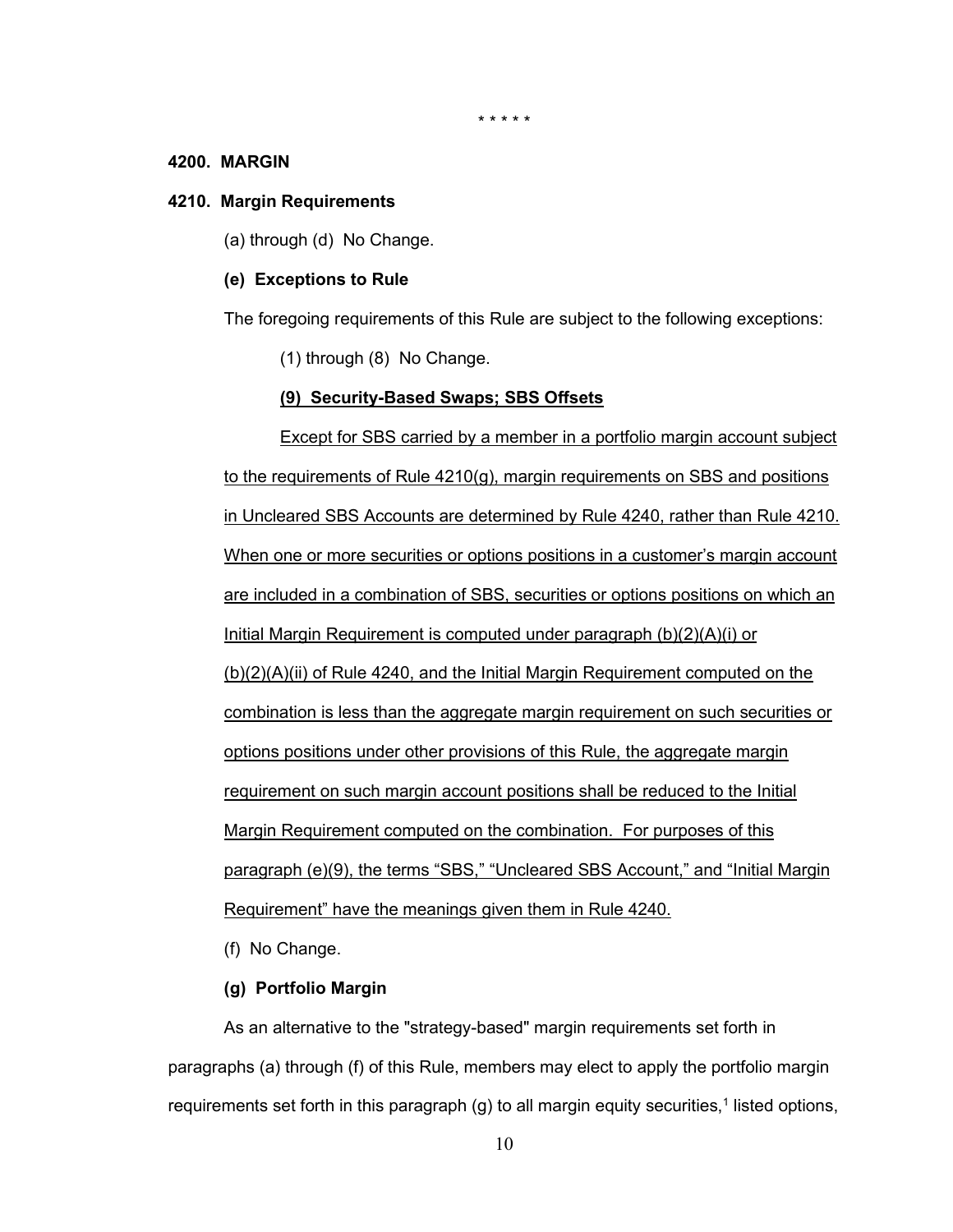\* \* \* \* \*

**4200. MARGIN**

**4210. Margin Requirements**

(a) through (d) No Change.

**(e) Exceptions to Rule**

The foregoing requirements of this Rule are subject to the following exceptions:

(1) through (8) No Change.

**(9) Security-Based Swaps; SBS Offsets**

Except for SBS carried by a member in a portfolio margin account subject to the requirements of Rule 4210(g), margin requirements on SBS and positions in Uncleared SBS Accounts are determined by Rule 4240, rather than Rule 4210. When one or more securities or options positions in a customer's margin account are included in a combination of SBS, securities or options positions on which an Initial Margin Requirement is computed under paragraph (b)(2)(A)(i) or (b)(2)(A)(ii) of Rule 4240, and the Initial Margin Requirement computed on the combination is less than the aggregate margin requirement on such securities or options positions under other provisions of this Rule, the aggregate margin requirement on such margin account positions shall be reduced to the Initial Margin Requirement computed on the combination. For purposes of this paragraph (e)(9), the terms "SBS," "Uncleared SBS Account," and "Initial Margin Requirement" have the meanings given them in Rule 4240.

(f) No Change.

**(g) Portfolio Margin**

As an alternative to the "strategy-based" margin requirements set forth in paragraphs (a) through (f) of this Rule, members may elect to apply the portfolio margin requirements set forth in this paragraph (g) to all margin equity securities,[1] listed options,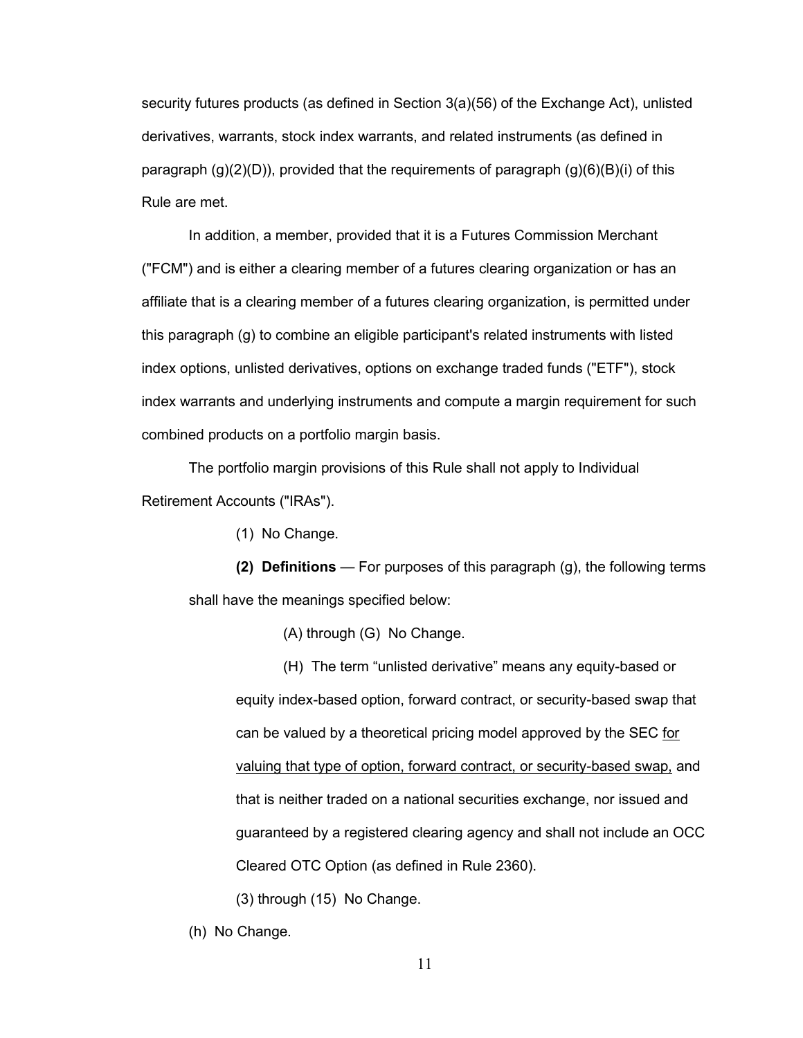security futures products (as defined in Section 3(a)(56) of the Exchange Act), unlisted derivatives, warrants, stock index warrants, and related instruments (as defined in paragraph (g)(2)(D)), provided that the requirements of paragraph (g)(6)(B)(i) of this Rule are met.

In addition, a member, provided that it is a Futures Commission Merchant ("FCM") and is either a clearing member of a futures clearing organization or has an affiliate that is a clearing member of a futures clearing organization, is permitted under this paragraph (g) to combine an eligible participant's related instruments with listed index options, unlisted derivatives, options on exchange traded funds ("ETF"), stock index warrants and underlying instruments and compute a margin requirement for such combined products on a portfolio margin basis.

The portfolio margin provisions of this Rule shall not apply to Individual Retirement Accounts ("IRAs").

(1) No Change.

**(2) Definitions** — For purposes of this paragraph (g), the following terms shall have the meanings specified below:

(A) through (G) No Change.

(H) The term "unlisted derivative" means any equity-based or equity index-based option, forward contract, or security-based swap that can be valued by a theoretical pricing model approved by the SEC <u>for valuing that type of option, forward contract, or security-based swap,</u> and that is neither traded on a national securities exchange, nor issued and guaranteed by a registered clearing agency and shall not include an OCC Cleared OTC Option (as defined in Rule 2360).

(3) through (15) No Change.

(h) No Change.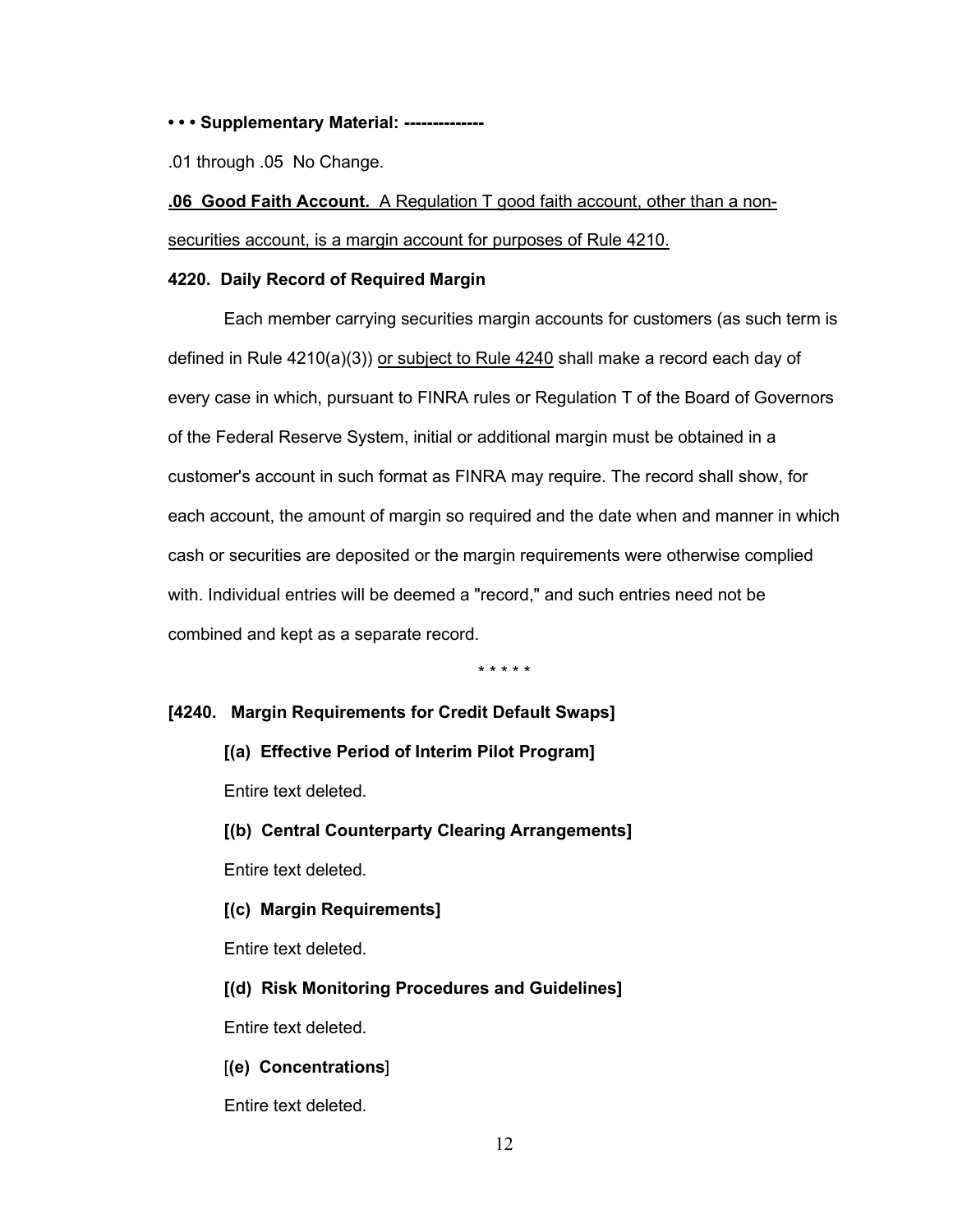**• • • Supplementary Material: --------------**

.01 through .05 No Change.

<u>**.06 Good Faith Account.** A Regulation T good faith account, other than a non-securities account, is a margin account for purposes of Rule 4210.</u>

**4220. Daily Record of Required Margin**

Each member carrying securities margin accounts for customers (as such term is defined in Rule 4210(a)(3)) <u>or subject to Rule 4240</u> shall make a record each day of every case in which, pursuant to FINRA rules or Regulation T of the Board of Governors of the Federal Reserve System, initial or additional margin must be obtained in a customer's account in such format as FINRA may require. The record shall show, for each account, the amount of margin so required and the date when and manner in which cash or securities are deposited or the margin requirements were otherwise complied with. Individual entries will be deemed a "record," and such entries need not be combined and kept as a separate record.

\* \* \* \* \*

**[4240. Margin Requirements for Credit Default Swaps]**

**[(a) Effective Period of Interim Pilot Program]**

Entire text deleted.

**[(b) Central Counterparty Clearing Arrangements]**

Entire text deleted.

**[(c) Margin Requirements]**

Entire text deleted.

**[(d) Risk Monitoring Procedures and Guidelines]**

Entire text deleted.

[**(e) Concentrations**]

Entire text deleted.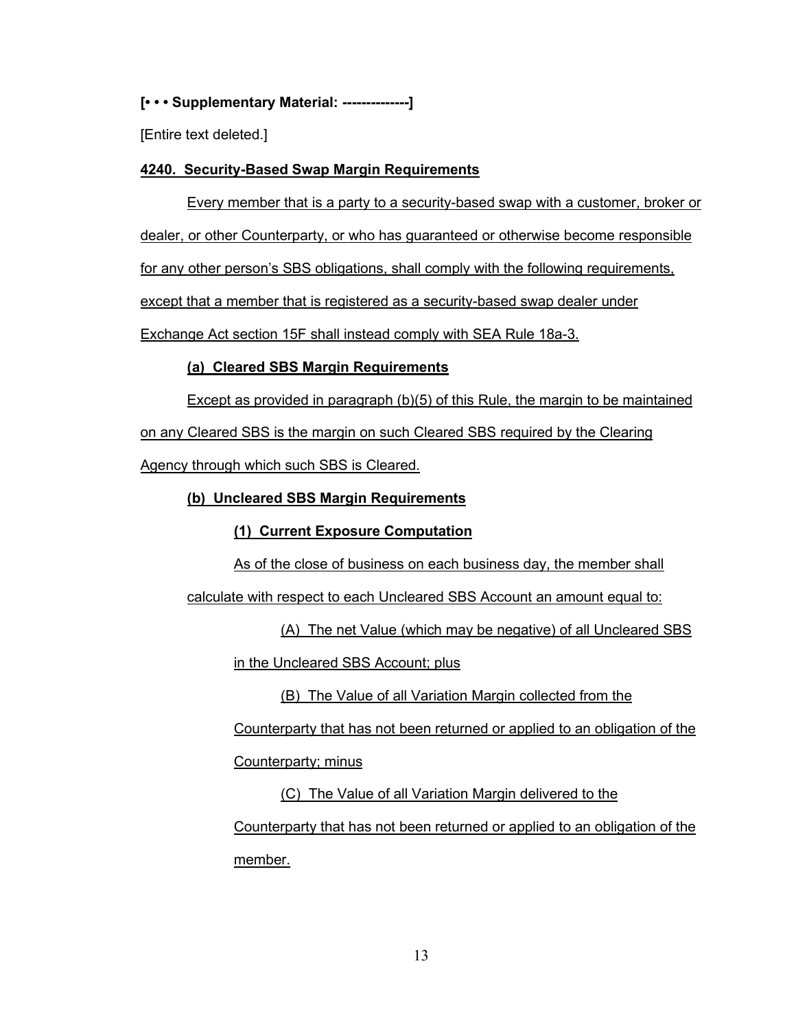**[• • • Supplementary Material: --------------]**

[Entire text deleted.]

**4240. Security-Based Swap Margin Requirements**

Every member that is a party to a security-based swap with a customer, broker or dealer, or other Counterparty, or who has guaranteed or otherwise become responsible for any other person's SBS obligations, shall comply with the following requirements, except that a member that is registered as a security-based swap dealer under Exchange Act section 15F shall instead comply with SEA Rule 18a-3.

**(a) Cleared SBS Margin Requirements**

Except as provided in paragraph (b)(5) of this Rule, the margin to be maintained on any Cleared SBS is the margin on such Cleared SBS required by the Clearing Agency through which such SBS is Cleared.

**(b) Uncleared SBS Margin Requirements**

**(1) Current Exposure Computation**

As of the close of business on each business day, the member shall calculate with respect to each Uncleared SBS Account an amount equal to:

(A) The net Value (which may be negative) of all Uncleared SBS in the Uncleared SBS Account; plus

(B) The Value of all Variation Margin collected from the Counterparty that has not been returned or applied to an obligation of the Counterparty; minus

(C) The Value of all Variation Margin delivered to the Counterparty that has not been returned or applied to an obligation of the member.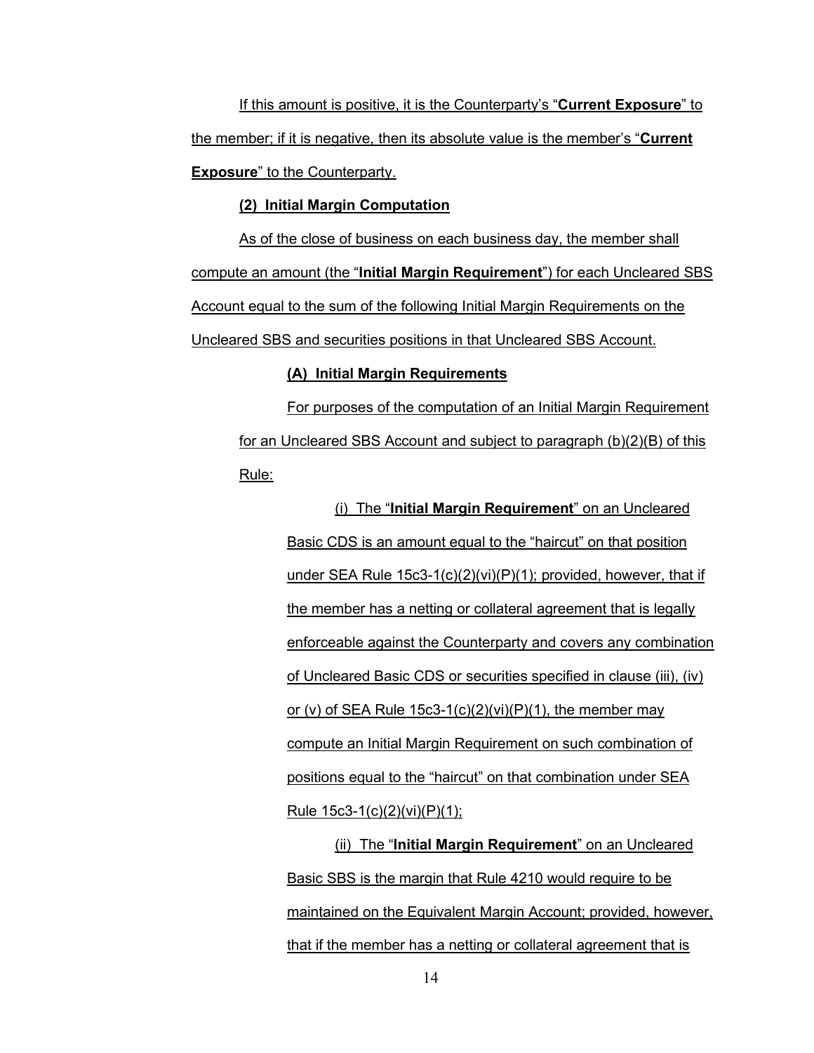If this amount is positive, it is the Counterparty's "**Current Exposure**" to the member; if it is negative, then its absolute value is the member's "**Current Exposure**" to the Counterparty.

**(2) Initial Margin Computation**

As of the close of business on each business day, the member shall compute an amount (the "**Initial Margin Requirement**") for each Uncleared SBS Account equal to the sum of the following Initial Margin Requirements on the Uncleared SBS and securities positions in that Uncleared SBS Account.

**(A) Initial Margin Requirements**

For purposes of the computation of an Initial Margin Requirement for an Uncleared SBS Account and subject to paragraph (b)(2)(B) of this Rule:

(i) The "**Initial Margin Requirement**" on an Uncleared Basic CDS is an amount equal to the "haircut" on that position under SEA Rule 15c3-1(c)(2)(vi)(P)(1); provided, however, that if the member has a netting or collateral agreement that is legally enforceable against the Counterparty and covers any combination of Uncleared Basic CDS or securities specified in clause (iii), (iv) or (v) of SEA Rule 15c3-1(c)(2)(vi)(P)(1), the member may compute an Initial Margin Requirement on such combination of positions equal to the "haircut" on that combination under SEA Rule 15c3-1(c)(2)(vi)(P)(1);

(ii) The "**Initial Margin Requirement**" on an Uncleared Basic SBS is the margin that Rule 4210 would require to be maintained on the Equivalent Margin Account; provided, however, that if the member has a netting or collateral agreement that is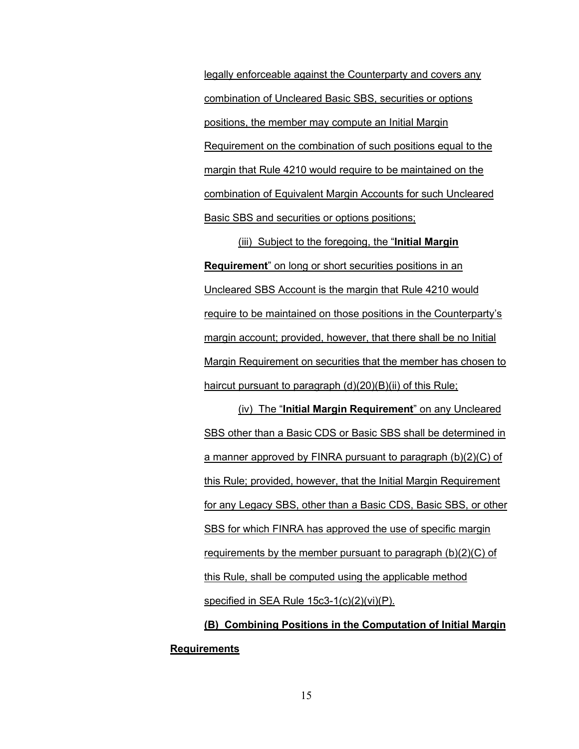legally enforceable against the Counterparty and covers any combination of Uncleared Basic SBS, securities or options positions, the member may compute an Initial Margin Requirement on the combination of such positions equal to the margin that Rule 4210 would require to be maintained on the combination of Equivalent Margin Accounts for such Uncleared Basic SBS and securities or options positions;

(iii) Subject to the foregoing, the "**Initial Margin Requirement**" on long or short securities positions in an Uncleared SBS Account is the margin that Rule 4210 would require to be maintained on those positions in the Counterparty's margin account; provided, however, that there shall be no Initial Margin Requirement on securities that the member has chosen to haircut pursuant to paragraph (d)(20)(B)(ii) of this Rule;

(iv) The "**Initial Margin Requirement**" on any Uncleared SBS other than a Basic CDS or Basic SBS shall be determined in a manner approved by FINRA pursuant to paragraph (b)(2)(C) of this Rule; provided, however, that the Initial Margin Requirement for any Legacy SBS, other than a Basic CDS, Basic SBS, or other SBS for which FINRA has approved the use of specific margin requirements by the member pursuant to paragraph (b)(2)(C) of this Rule, shall be computed using the applicable method specified in SEA Rule 15c3-1(c)(2)(vi)(P).

**(B) Combining Positions in the Computation of Initial Margin Requirements**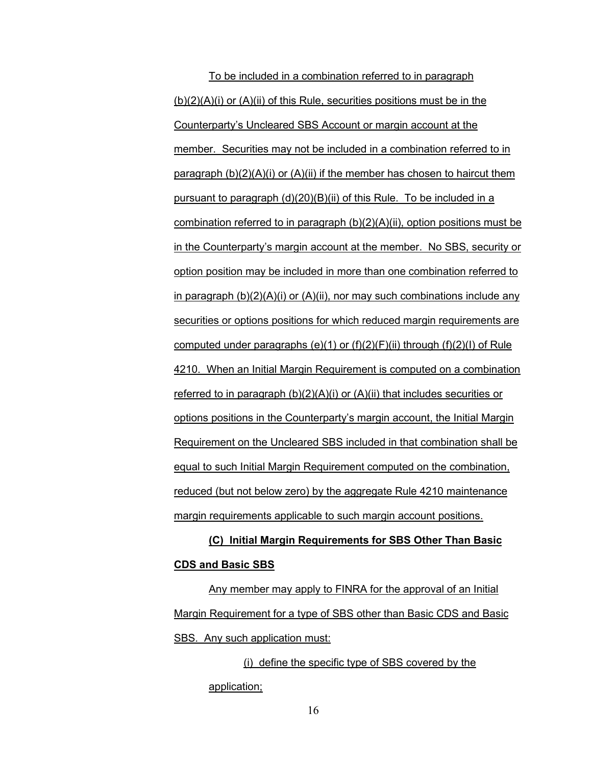To be included in a combination referred to in paragraph (b)(2)(A)(i) or (A)(ii) of this Rule, securities positions must be in the Counterparty's Uncleared SBS Account or margin account at the member. Securities may not be included in a combination referred to in paragraph (b)(2)(A)(i) or (A)(ii) if the member has chosen to haircut them pursuant to paragraph (d)(20)(B)(ii) of this Rule. To be included in a combination referred to in paragraph (b)(2)(A)(ii), option positions must be in the Counterparty's margin account at the member. No SBS, security or option position may be included in more than one combination referred to in paragraph (b)(2)(A)(i) or (A)(ii), nor may such combinations include any securities or options positions for which reduced margin requirements are computed under paragraphs (e)(1) or (f)(2)(F)(ii) through (f)(2)(I) of Rule 4210. When an Initial Margin Requirement is computed on a combination referred to in paragraph (b)(2)(A)(i) or (A)(ii) that includes securities or options positions in the Counterparty's margin account, the Initial Margin Requirement on the Uncleared SBS included in that combination shall be equal to such Initial Margin Requirement computed on the combination, reduced (but not below zero) by the aggregate Rule 4210 maintenance margin requirements applicable to such margin account positions.

**(C) Initial Margin Requirements for SBS Other Than Basic CDS and Basic SBS**

Any member may apply to FINRA for the approval of an Initial Margin Requirement for a type of SBS other than Basic CDS and Basic SBS. Any such application must:

(i) define the specific type of SBS covered by the application;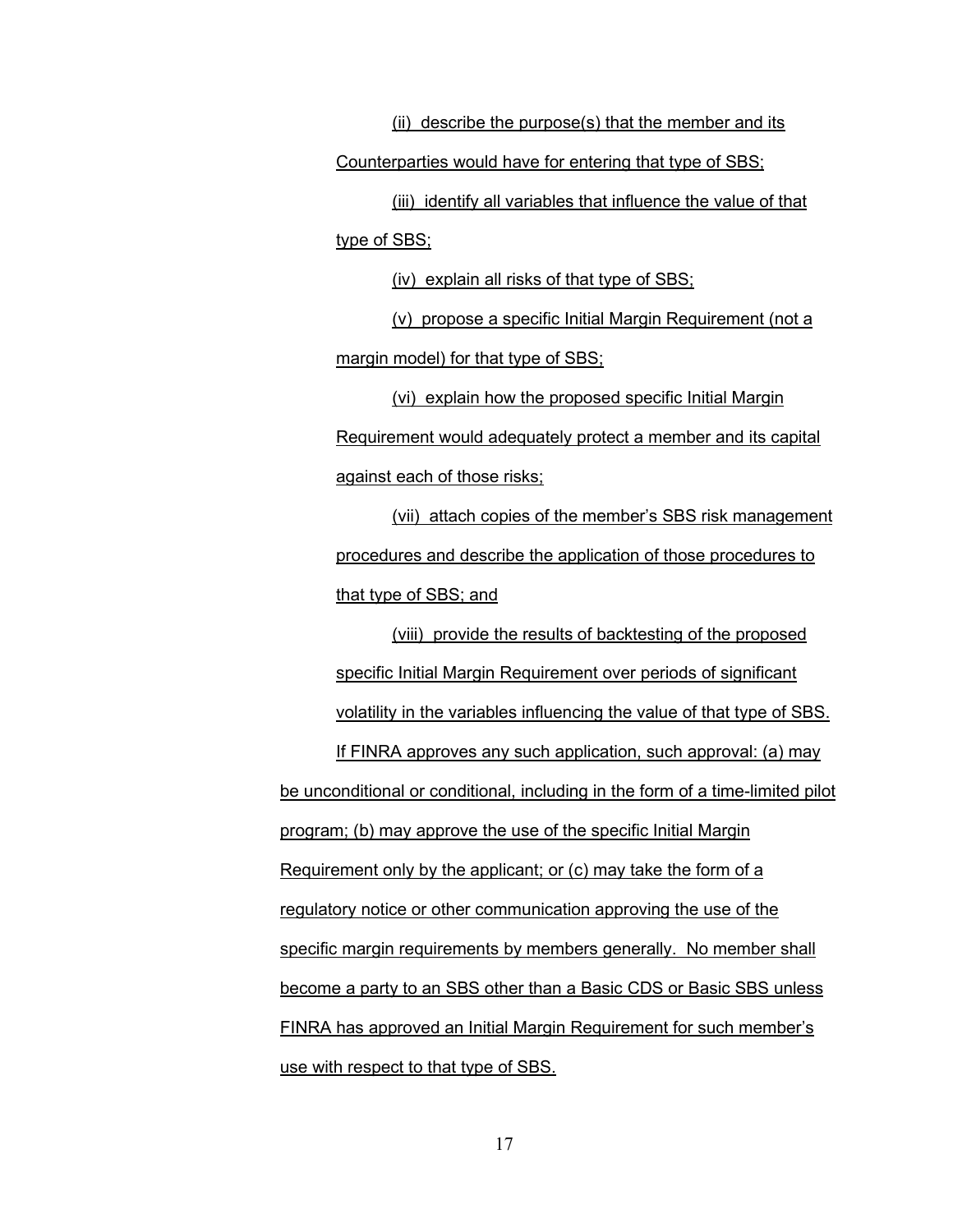(ii) describe the purpose(s) that the member and its Counterparties would have for entering that type of SBS;

(iii) identify all variables that influence the value of that type of SBS;

(iv) explain all risks of that type of SBS;

(v) propose a specific Initial Margin Requirement (not a margin model) for that type of SBS;

(vi) explain how the proposed specific Initial Margin Requirement would adequately protect a member and its capital against each of those risks;

(vii) attach copies of the member's SBS risk management procedures and describe the application of those procedures to that type of SBS; and

(viii) provide the results of backtesting of the proposed specific Initial Margin Requirement over periods of significant volatility in the variables influencing the value of that type of SBS.

If FINRA approves any such application, such approval: (a) may be unconditional or conditional, including in the form of a time-limited pilot program; (b) may approve the use of the specific Initial Margin Requirement only by the applicant; or (c) may take the form of a regulatory notice or other communication approving the use of the specific margin requirements by members generally. No member shall become a party to an SBS other than a Basic CDS or Basic SBS unless FINRA has approved an Initial Margin Requirement for such member's use with respect to that type of SBS.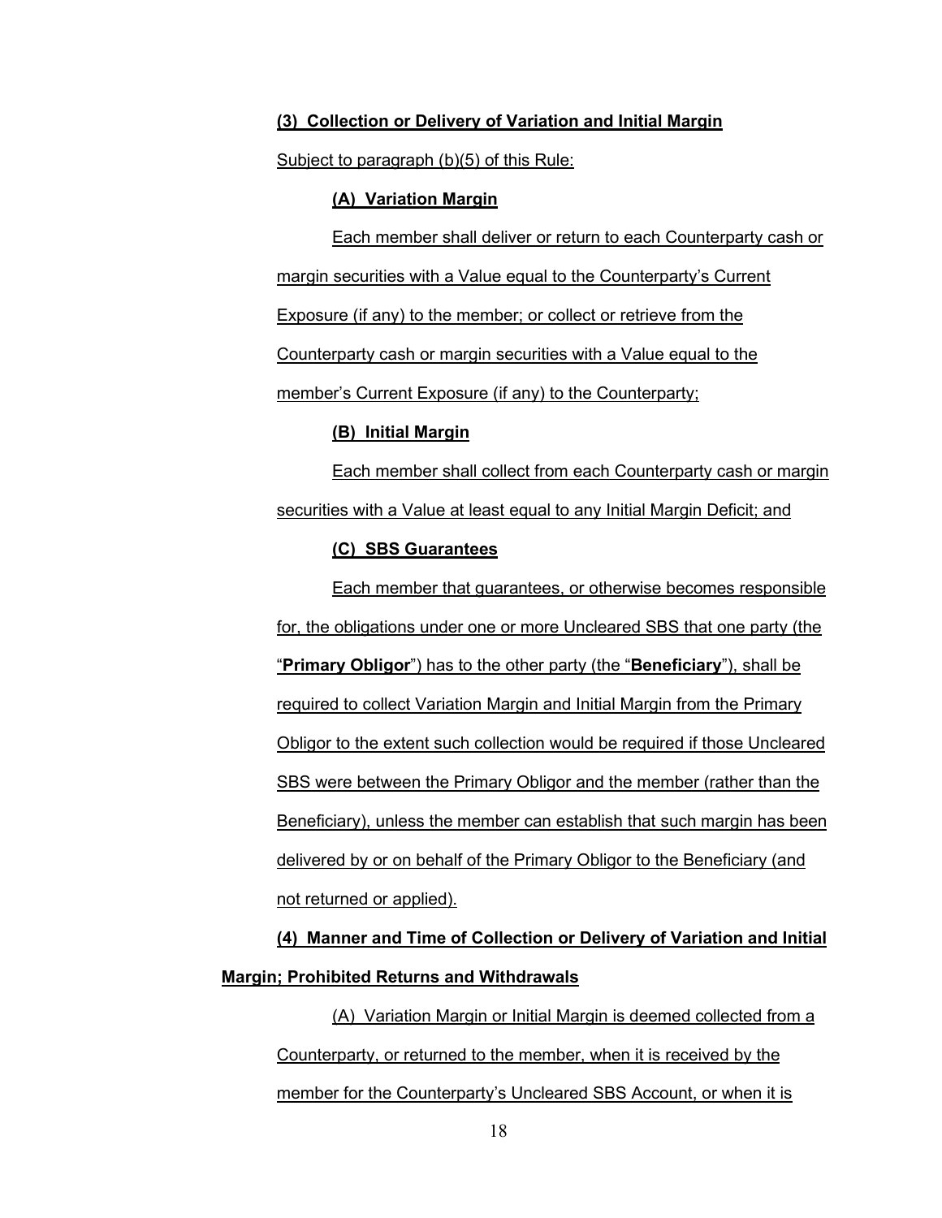**(3) Collection or Delivery of Variation and Initial Margin**

Subject to paragraph (b)(5) of this Rule:

**(A) Variation Margin**

Each member shall deliver or return to each Counterparty cash or margin securities with a Value equal to the Counterparty's Current Exposure (if any) to the member; or collect or retrieve from the Counterparty cash or margin securities with a Value equal to the member's Current Exposure (if any) to the Counterparty;

**(B) Initial Margin**

Each member shall collect from each Counterparty cash or margin securities with a Value at least equal to any Initial Margin Deficit; and

**(C) SBS Guarantees**

Each member that guarantees, or otherwise becomes responsible for, the obligations under one or more Uncleared SBS that one party (the "**Primary Obligor**") has to the other party (the "**Beneficiary**"), shall be required to collect Variation Margin and Initial Margin from the Primary Obligor to the extent such collection would be required if those Uncleared SBS were between the Primary Obligor and the member (rather than the Beneficiary), unless the member can establish that such margin has been delivered by or on behalf of the Primary Obligor to the Beneficiary (and not returned or applied).

**(4) Manner and Time of Collection or Delivery of Variation and Initial Margin; Prohibited Returns and Withdrawals**

(A) Variation Margin or Initial Margin is deemed collected from a Counterparty, or returned to the member, when it is received by the member for the Counterparty's Uncleared SBS Account, or when it is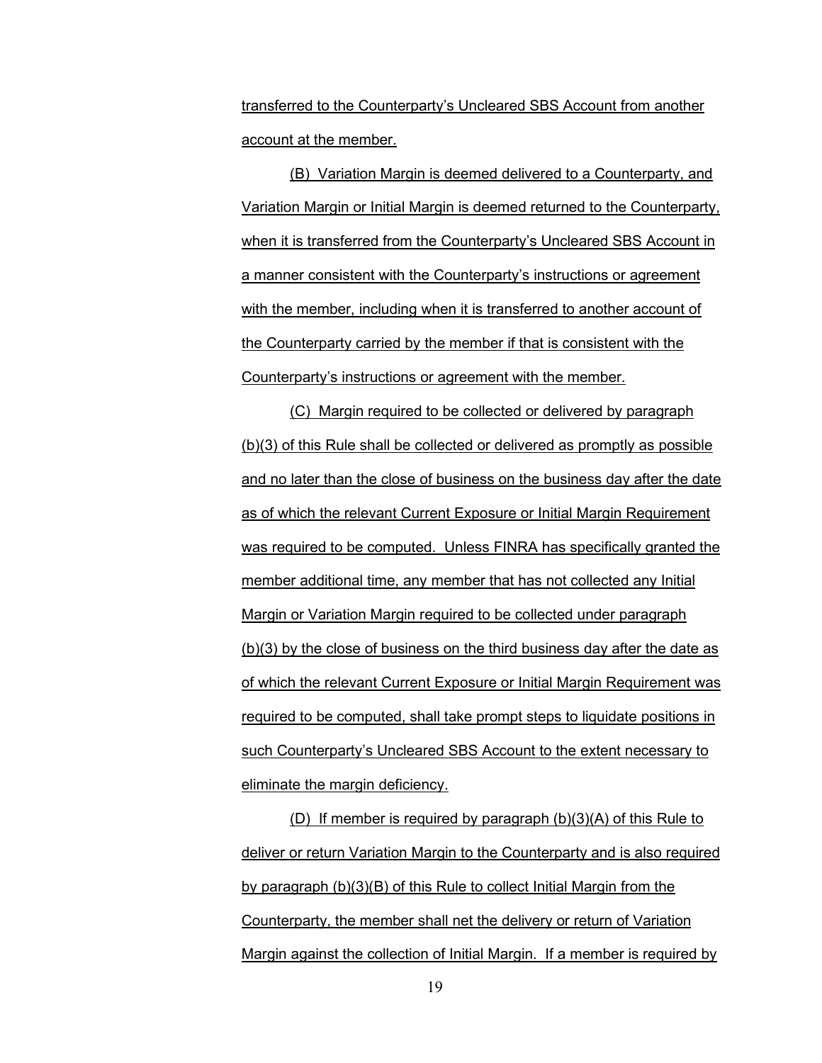transferred to the Counterparty's Uncleared SBS Account from another account at the member.

(B) Variation Margin is deemed delivered to a Counterparty, and Variation Margin or Initial Margin is deemed returned to the Counterparty, when it is transferred from the Counterparty's Uncleared SBS Account in a manner consistent with the Counterparty's instructions or agreement with the member, including when it is transferred to another account of the Counterparty carried by the member if that is consistent with the Counterparty's instructions or agreement with the member.

(C) Margin required to be collected or delivered by paragraph (b)(3) of this Rule shall be collected or delivered as promptly as possible and no later than the close of business on the business day after the date as of which the relevant Current Exposure or Initial Margin Requirement was required to be computed. Unless FINRA has specifically granted the member additional time, any member that has not collected any Initial Margin or Variation Margin required to be collected under paragraph (b)(3) by the close of business on the third business day after the date as of which the relevant Current Exposure or Initial Margin Requirement was required to be computed, shall take prompt steps to liquidate positions in such Counterparty's Uncleared SBS Account to the extent necessary to eliminate the margin deficiency.

(D) If member is required by paragraph (b)(3)(A) of this Rule to deliver or return Variation Margin to the Counterparty and is also required by paragraph (b)(3)(B) of this Rule to collect Initial Margin from the Counterparty, the member shall net the delivery or return of Variation Margin against the collection of Initial Margin. If a member is required by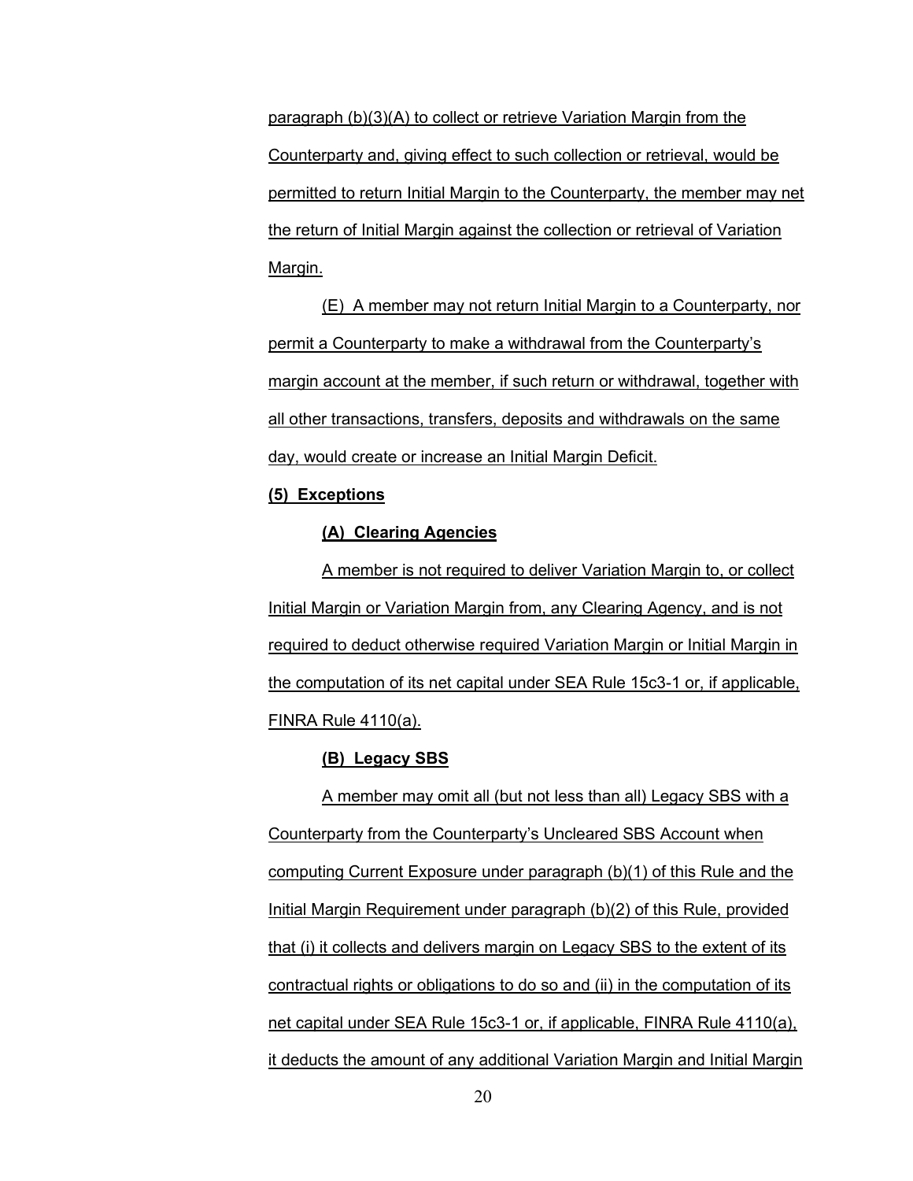paragraph (b)(3)(A) to collect or retrieve Variation Margin from the Counterparty and, giving effect to such collection or retrieval, would be permitted to return Initial Margin to the Counterparty, the member may net the return of Initial Margin against the collection or retrieval of Variation Margin.

(E) A member may not return Initial Margin to a Counterparty, nor permit a Counterparty to make a withdrawal from the Counterparty's margin account at the member, if such return or withdrawal, together with all other transactions, transfers, deposits and withdrawals on the same day, would create or increase an Initial Margin Deficit.

**(5) Exceptions**

**(A) Clearing Agencies**

A member is not required to deliver Variation Margin to, or collect Initial Margin or Variation Margin from, any Clearing Agency, and is not required to deduct otherwise required Variation Margin or Initial Margin in the computation of its net capital under SEA Rule 15c3-1 or, if applicable, FINRA Rule 4110(a).

**(B) Legacy SBS**

A member may omit all (but not less than all) Legacy SBS with a Counterparty from the Counterparty's Uncleared SBS Account when computing Current Exposure under paragraph (b)(1) of this Rule and the Initial Margin Requirement under paragraph (b)(2) of this Rule, provided that (i) it collects and delivers margin on Legacy SBS to the extent of its contractual rights or obligations to do so and (ii) in the computation of its net capital under SEA Rule 15c3-1 or, if applicable, FINRA Rule 4110(a), it deducts the amount of any additional Variation Margin and Initial Margin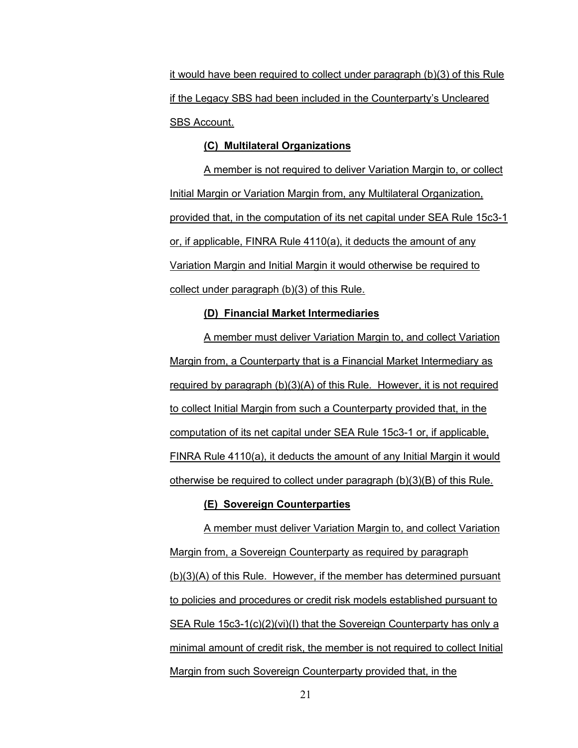it would have been required to collect under paragraph (b)(3) of this Rule if the Legacy SBS had been included in the Counterparty's Uncleared SBS Account.

**(C) Multilateral Organizations**

A member is not required to deliver Variation Margin to, or collect Initial Margin or Variation Margin from, any Multilateral Organization, provided that, in the computation of its net capital under SEA Rule 15c3-1 or, if applicable, FINRA Rule 4110(a), it deducts the amount of any Variation Margin and Initial Margin it would otherwise be required to collect under paragraph (b)(3) of this Rule.

**(D) Financial Market Intermediaries**

A member must deliver Variation Margin to, and collect Variation Margin from, a Counterparty that is a Financial Market Intermediary as required by paragraph (b)(3)(A) of this Rule. However, it is not required to collect Initial Margin from such a Counterparty provided that, in the computation of its net capital under SEA Rule 15c3-1 or, if applicable, FINRA Rule 4110(a), it deducts the amount of any Initial Margin it would otherwise be required to collect under paragraph (b)(3)(B) of this Rule.

**(E) Sovereign Counterparties**

A member must deliver Variation Margin to, and collect Variation Margin from, a Sovereign Counterparty as required by paragraph (b)(3)(A) of this Rule. However, if the member has determined pursuant to policies and procedures or credit risk models established pursuant to SEA Rule 15c3-1(c)(2)(vi)(I) that the Sovereign Counterparty has only a minimal amount of credit risk, the member is not required to collect Initial Margin from such Sovereign Counterparty provided that, in the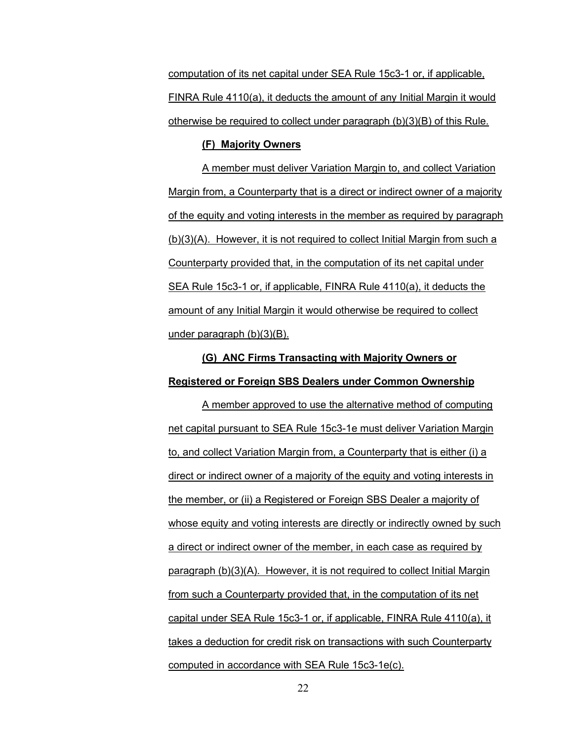computation of its net capital under SEA Rule 15c3-1 or, if applicable, FINRA Rule 4110(a), it deducts the amount of any Initial Margin it would otherwise be required to collect under paragraph (b)(3)(B) of this Rule.

**(F) Majority Owners**

A member must deliver Variation Margin to, and collect Variation Margin from, a Counterparty that is a direct or indirect owner of a majority of the equity and voting interests in the member as required by paragraph (b)(3)(A). However, it is not required to collect Initial Margin from such a Counterparty provided that, in the computation of its net capital under SEA Rule 15c3-1 or, if applicable, FINRA Rule 4110(a), it deducts the amount of any Initial Margin it would otherwise be required to collect under paragraph (b)(3)(B).

**(G) ANC Firms Transacting with Majority Owners or Registered or Foreign SBS Dealers under Common Ownership**

A member approved to use the alternative method of computing net capital pursuant to SEA Rule 15c3-1e must deliver Variation Margin to, and collect Variation Margin from, a Counterparty that is either (i) a direct or indirect owner of a majority of the equity and voting interests in the member, or (ii) a Registered or Foreign SBS Dealer a majority of whose equity and voting interests are directly or indirectly owned by such a direct or indirect owner of the member, in each case as required by paragraph (b)(3)(A). However, it is not required to collect Initial Margin from such a Counterparty provided that, in the computation of its net capital under SEA Rule 15c3-1 or, if applicable, FINRA Rule 4110(a), it takes a deduction for credit risk on transactions with such Counterparty computed in accordance with SEA Rule 15c3-1e(c).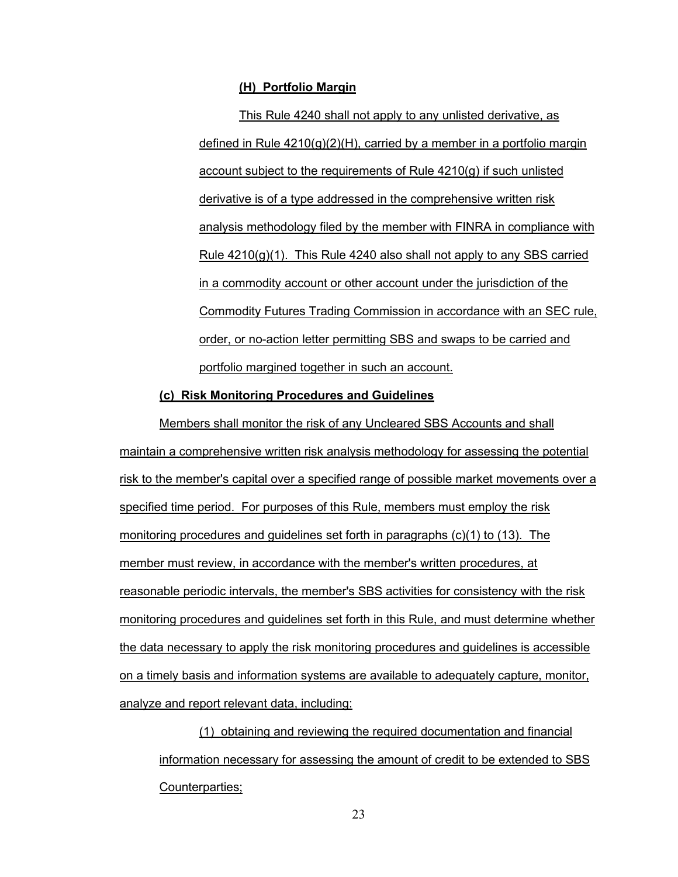**(H) Portfolio Margin**

This Rule 4240 shall not apply to any unlisted derivative, as defined in Rule 4210(g)(2)(H), carried by a member in a portfolio margin account subject to the requirements of Rule 4210(g) if such unlisted derivative is of a type addressed in the comprehensive written risk analysis methodology filed by the member with FINRA in compliance with Rule 4210(g)(1). This Rule 4240 also shall not apply to any SBS carried in a commodity account or other account under the jurisdiction of the Commodity Futures Trading Commission in accordance with an SEC rule, order, or no-action letter permitting SBS and swaps to be carried and portfolio margined together in such an account.

**(c) Risk Monitoring Procedures and Guidelines**

Members shall monitor the risk of any Uncleared SBS Accounts and shall maintain a comprehensive written risk analysis methodology for assessing the potential risk to the member's capital over a specified range of possible market movements over a specified time period. For purposes of this Rule, members must employ the risk monitoring procedures and guidelines set forth in paragraphs (c)(1) to (13). The member must review, in accordance with the member's written procedures, at reasonable periodic intervals, the member's SBS activities for consistency with the risk monitoring procedures and guidelines set forth in this Rule, and must determine whether the data necessary to apply the risk monitoring procedures and guidelines is accessible on a timely basis and information systems are available to adequately capture, monitor, analyze and report relevant data, including:

(1) obtaining and reviewing the required documentation and financial information necessary for assessing the amount of credit to be extended to SBS Counterparties;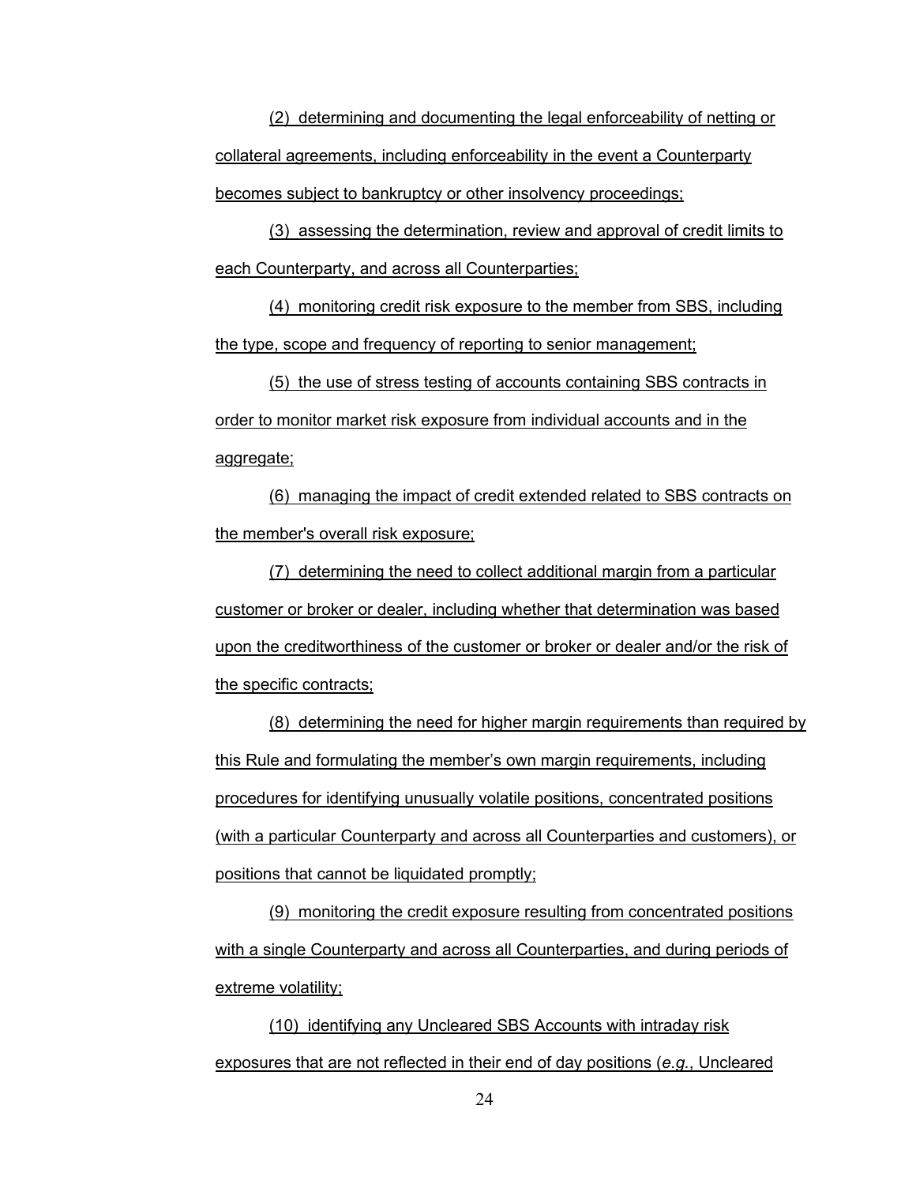(2) determining and documenting the legal enforceability of netting or collateral agreements, including enforceability in the event a Counterparty becomes subject to bankruptcy or other insolvency proceedings;

(3) assessing the determination, review and approval of credit limits to each Counterparty, and across all Counterparties;

(4) monitoring credit risk exposure to the member from SBS, including the type, scope and frequency of reporting to senior management;

(5) the use of stress testing of accounts containing SBS contracts in order to monitor market risk exposure from individual accounts and in the aggregate;

(6) managing the impact of credit extended related to SBS contracts on the member's overall risk exposure;

(7) determining the need to collect additional margin from a particular customer or broker or dealer, including whether that determination was based upon the creditworthiness of the customer or broker or dealer and/or the risk of the specific contracts;

(8) determining the need for higher margin requirements than required by this Rule and formulating the member's own margin requirements, including procedures for identifying unusually volatile positions, concentrated positions (with a particular Counterparty and across all Counterparties and customers), or positions that cannot be liquidated promptly;

(9) monitoring the credit exposure resulting from concentrated positions with a single Counterparty and across all Counterparties, and during periods of extreme volatility;

(10) identifying any Uncleared SBS Accounts with intraday risk exposures that are not reflected in their end of day positions (*e.g.*, Uncleared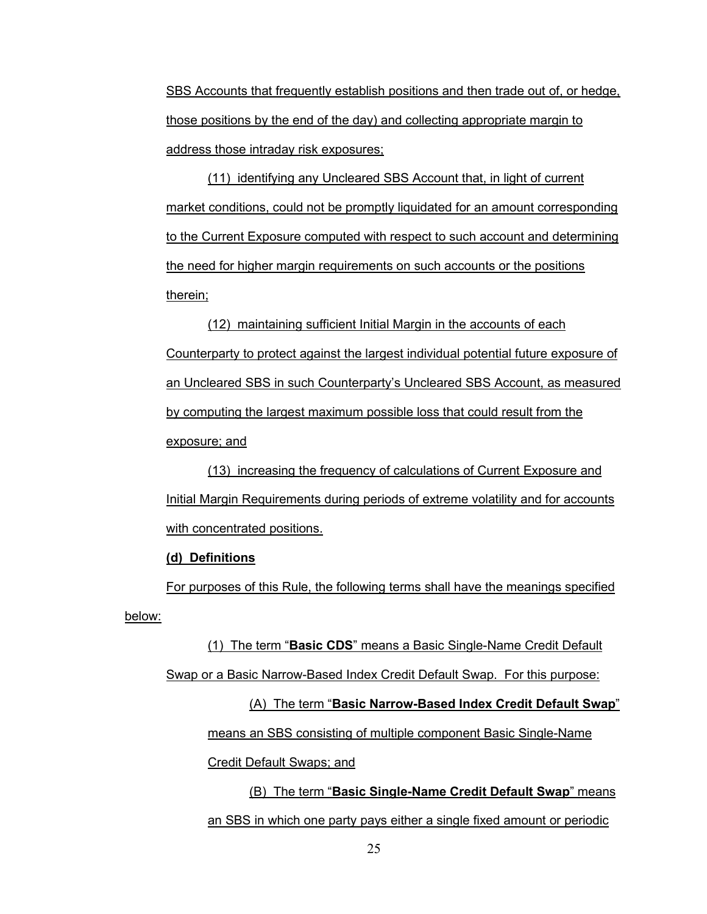SBS Accounts that frequently establish positions and then trade out of, or hedge, those positions by the end of the day) and collecting appropriate margin to address those intraday risk exposures;

(11) identifying any Uncleared SBS Account that, in light of current market conditions, could not be promptly liquidated for an amount corresponding to the Current Exposure computed with respect to such account and determining the need for higher margin requirements on such accounts or the positions therein;

(12) maintaining sufficient Initial Margin in the accounts of each Counterparty to protect against the largest individual potential future exposure of an Uncleared SBS in such Counterparty's Uncleared SBS Account, as measured by computing the largest maximum possible loss that could result from the exposure; and

(13) increasing the frequency of calculations of Current Exposure and Initial Margin Requirements during periods of extreme volatility and for accounts with concentrated positions.

**(d) Definitions**

For purposes of this Rule, the following terms shall have the meanings specified below:

(1) The term "**Basic CDS**" means a Basic Single-Name Credit Default Swap or a Basic Narrow-Based Index Credit Default Swap. For this purpose:

(A) The term "**Basic Narrow-Based Index Credit Default Swap**" means an SBS consisting of multiple component Basic Single-Name Credit Default Swaps; and

(B) The term "**Basic Single-Name Credit Default Swap**" means an SBS in which one party pays either a single fixed amount or periodic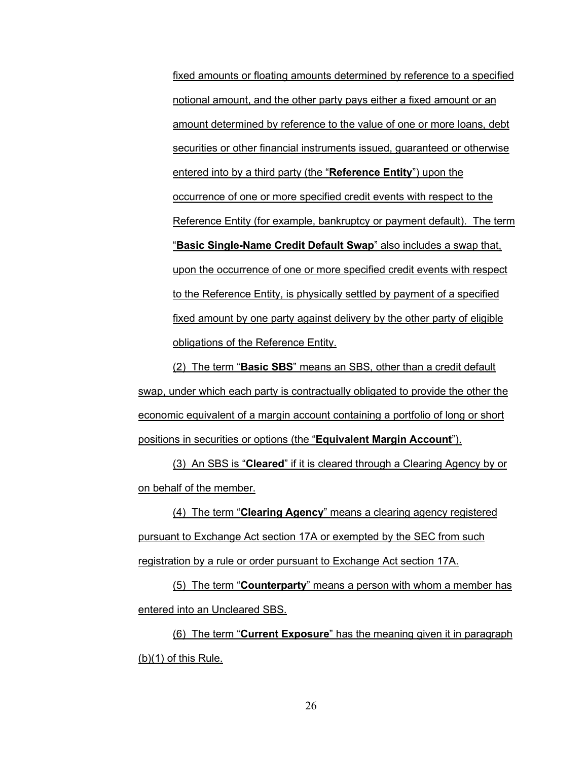fixed amounts or floating amounts determined by reference to a specified notional amount, and the other party pays either a fixed amount or an amount determined by reference to the value of one or more loans, debt securities or other financial instruments issued, guaranteed or otherwise entered into by a third party (the "**Reference Entity**") upon the occurrence of one or more specified credit events with respect to the Reference Entity (for example, bankruptcy or payment default). The term "**Basic Single-Name Credit Default Swap**" also includes a swap that, upon the occurrence of one or more specified credit events with respect to the Reference Entity, is physically settled by payment of a specified fixed amount by one party against delivery by the other party of eligible obligations of the Reference Entity.

(2) The term "**Basic SBS**" means an SBS, other than a credit default swap, under which each party is contractually obligated to provide the other the economic equivalent of a margin account containing a portfolio of long or short positions in securities or options (the "**Equivalent Margin Account**").

(3) An SBS is "**Cleared**" if it is cleared through a Clearing Agency by or on behalf of the member.

(4) The term "**Clearing Agency**" means a clearing agency registered pursuant to Exchange Act section 17A or exempted by the SEC from such registration by a rule or order pursuant to Exchange Act section 17A.

(5) The term "**Counterparty**" means a person with whom a member has entered into an Uncleared SBS.

(6) The term "**Current Exposure**" has the meaning given it in paragraph (b)(1) of this Rule.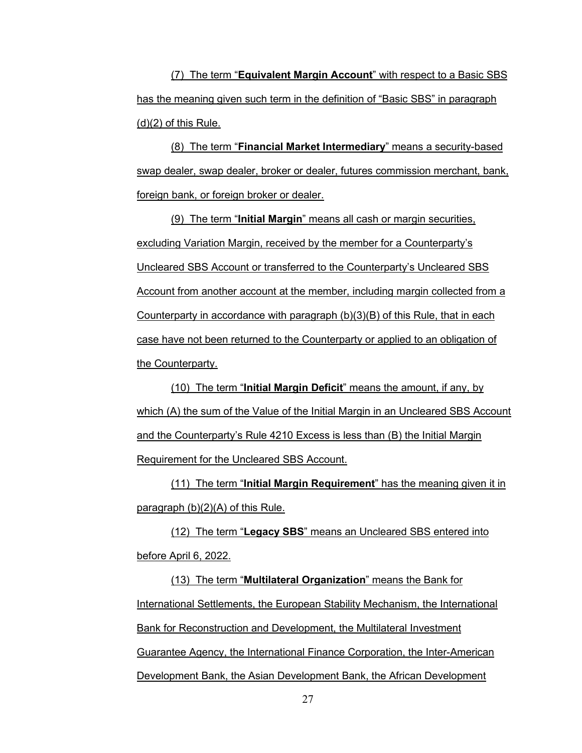(7) The term "**Equivalent Margin Account**" with respect to a Basic SBS has the meaning given such term in the definition of "Basic SBS" in paragraph (d)(2) of this Rule.

(8) The term "**Financial Market Intermediary**" means a security-based swap dealer, swap dealer, broker or dealer, futures commission merchant, bank, foreign bank, or foreign broker or dealer.

(9) The term "**Initial Margin**" means all cash or margin securities, excluding Variation Margin, received by the member for a Counterparty's Uncleared SBS Account or transferred to the Counterparty's Uncleared SBS Account from another account at the member, including margin collected from a Counterparty in accordance with paragraph (b)(3)(B) of this Rule, that in each case have not been returned to the Counterparty or applied to an obligation of the Counterparty.

(10) The term "**Initial Margin Deficit**" means the amount, if any, by which (A) the sum of the Value of the Initial Margin in an Uncleared SBS Account and the Counterparty's Rule 4210 Excess is less than (B) the Initial Margin Requirement for the Uncleared SBS Account.

(11) The term "**Initial Margin Requirement**" has the meaning given it in paragraph (b)(2)(A) of this Rule.

(12) The term "**Legacy SBS**" means an Uncleared SBS entered into before April 6, 2022.

(13) The term "**Multilateral Organization**" means the Bank for International Settlements, the European Stability Mechanism, the International Bank for Reconstruction and Development, the Multilateral Investment Guarantee Agency, the International Finance Corporation, the Inter-American Development Bank, the Asian Development Bank, the African Development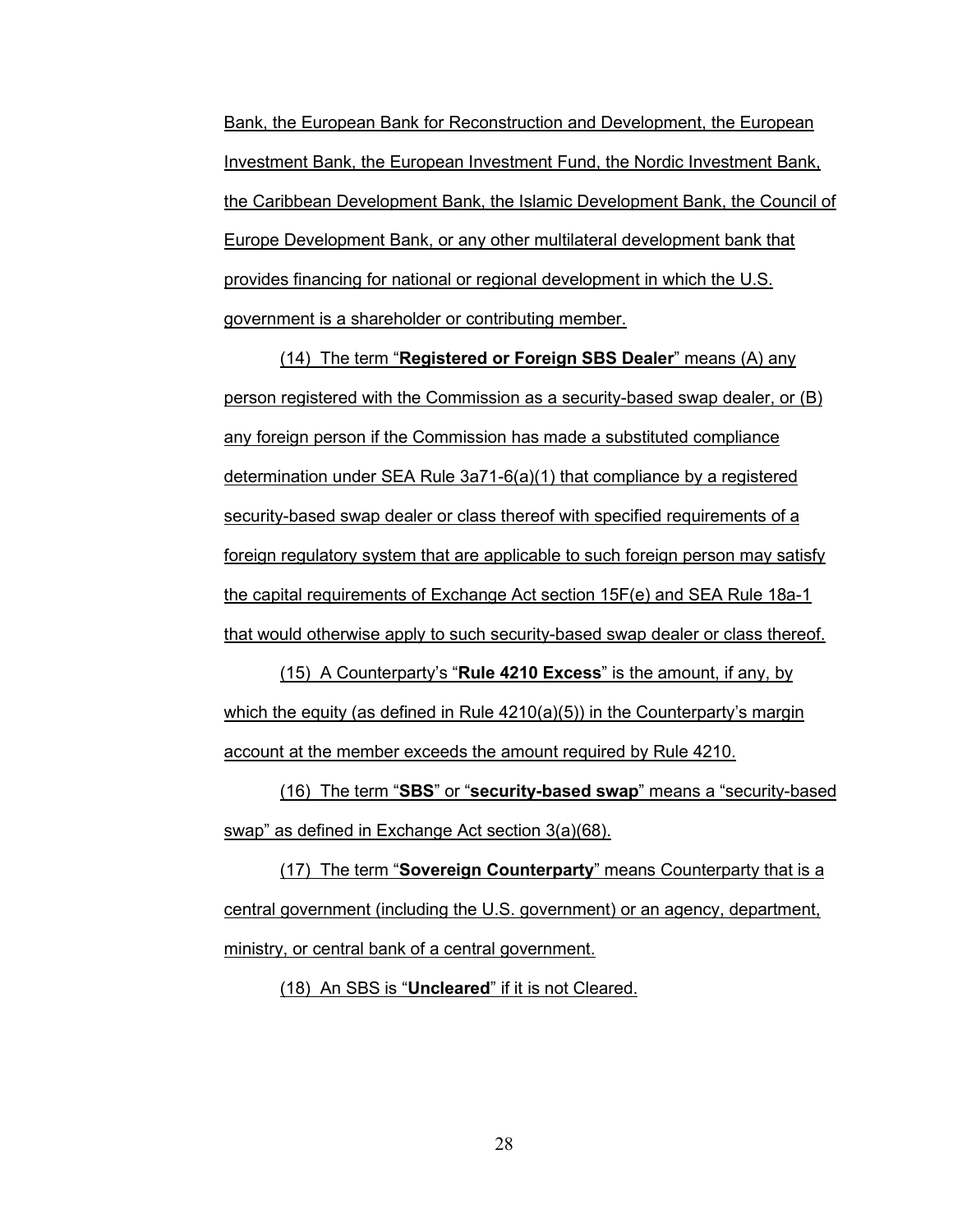Bank, the European Bank for Reconstruction and Development, the European Investment Bank, the European Investment Fund, the Nordic Investment Bank, the Caribbean Development Bank, the Islamic Development Bank, the Council of Europe Development Bank, or any other multilateral development bank that provides financing for national or regional development in which the U.S. government is a shareholder or contributing member.

(14) The term "**Registered or Foreign SBS Dealer**" means (A) any person registered with the Commission as a security-based swap dealer, or (B) any foreign person if the Commission has made a substituted compliance determination under SEA Rule 3a71-6(a)(1) that compliance by a registered security-based swap dealer or class thereof with specified requirements of a foreign regulatory system that are applicable to such foreign person may satisfy the capital requirements of Exchange Act section 15F(e) and SEA Rule 18a-1 that would otherwise apply to such security-based swap dealer or class thereof.

(15) A Counterparty's "**Rule 4210 Excess**" is the amount, if any, by which the equity (as defined in Rule 4210(a)(5)) in the Counterparty's margin account at the member exceeds the amount required by Rule 4210.

(16) The term "**SBS**" or "**security-based swap**" means a "security-based swap" as defined in Exchange Act section 3(a)(68).

(17) The term "**Sovereign Counterparty**" means Counterparty that is a central government (including the U.S. government) or an agency, department, ministry, or central bank of a central government.

(18) An SBS is "**Uncleared**" if it is not Cleared.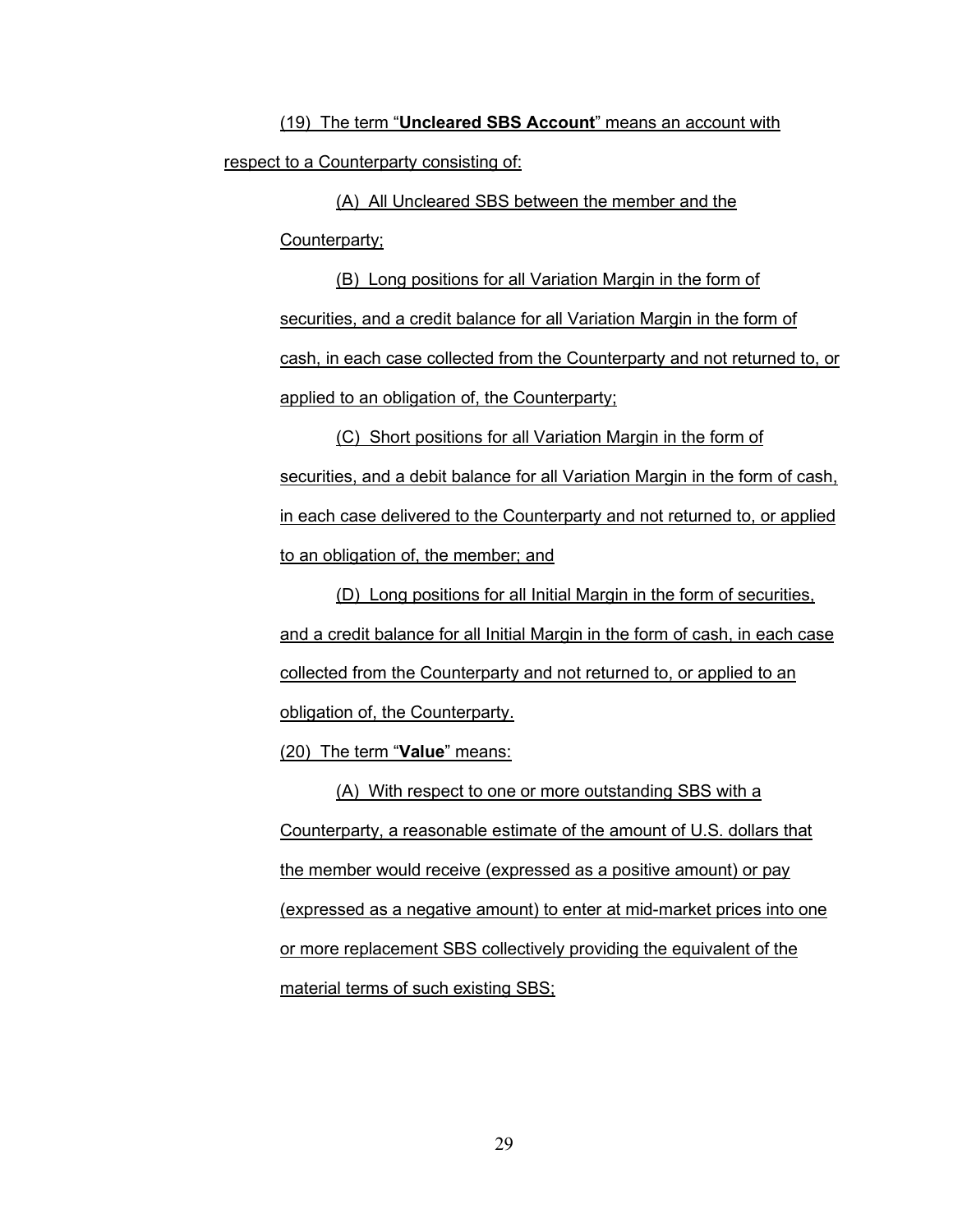(19) The term "**Uncleared SBS Account**" means an account with respect to a Counterparty consisting of:

(A) All Uncleared SBS between the member and the Counterparty;

(B) Long positions for all Variation Margin in the form of securities, and a credit balance for all Variation Margin in the form of cash, in each case collected from the Counterparty and not returned to, or applied to an obligation of, the Counterparty;

(C) Short positions for all Variation Margin in the form of securities, and a debit balance for all Variation Margin in the form of cash, in each case delivered to the Counterparty and not returned to, or applied to an obligation of, the member; and

(D) Long positions for all Initial Margin in the form of securities, and a credit balance for all Initial Margin in the form of cash, in each case collected from the Counterparty and not returned to, or applied to an obligation of, the Counterparty.

(20) The term "**Value**" means:

(A) With respect to one or more outstanding SBS with a Counterparty, a reasonable estimate of the amount of U.S. dollars that the member would receive (expressed as a positive amount) or pay (expressed as a negative amount) to enter at mid-market prices into one or more replacement SBS collectively providing the equivalent of the material terms of such existing SBS;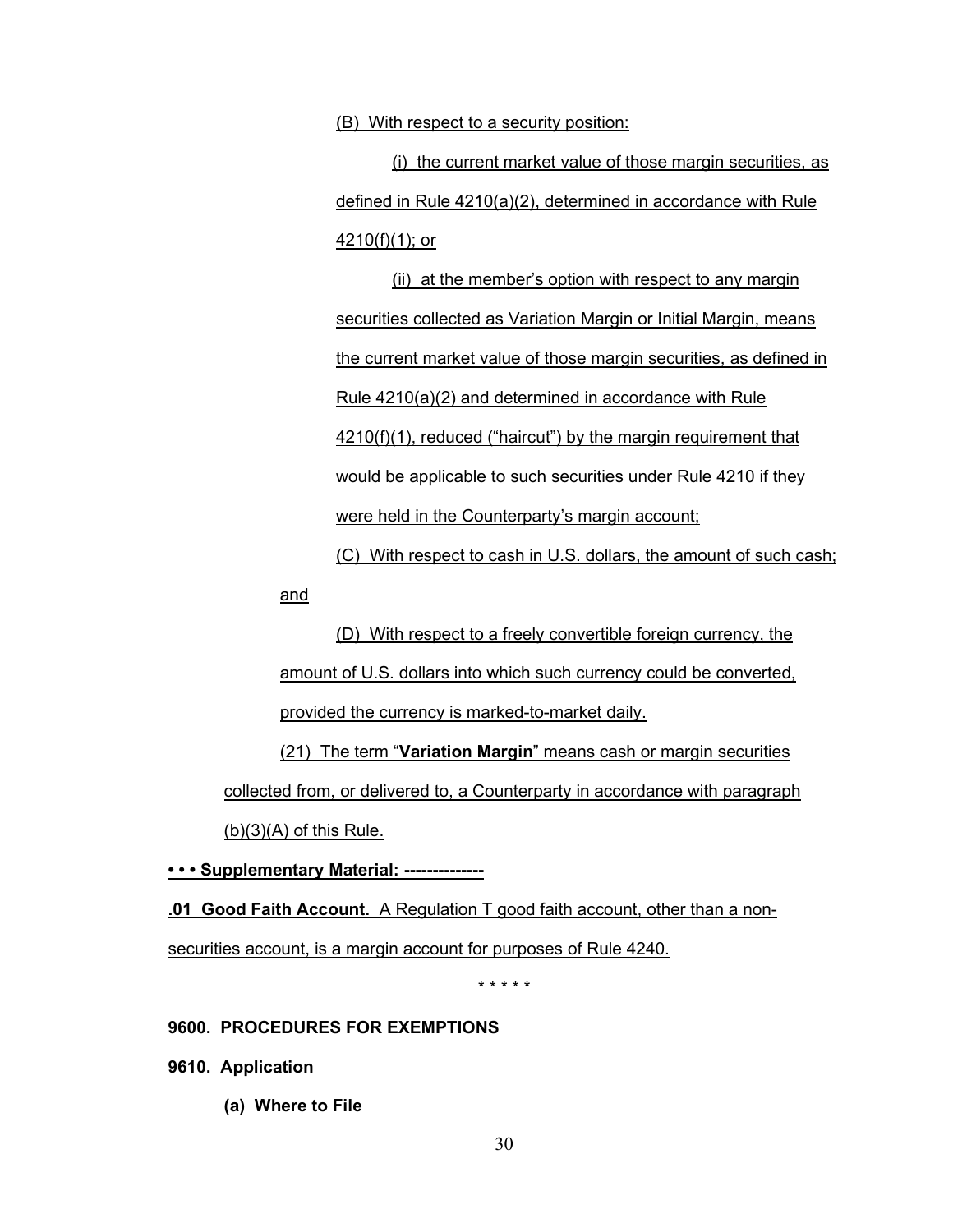(B) With respect to a security position:

(i) the current market value of those margin securities, as defined in Rule 4210(a)(2), determined in accordance with Rule 4210(f)(1); or

(ii) at the member's option with respect to any margin securities collected as Variation Margin or Initial Margin, means the current market value of those margin securities, as defined in Rule 4210(a)(2) and determined in accordance with Rule 4210(f)(1), reduced ("haircut") by the margin requirement that would be applicable to such securities under Rule 4210 if they were held in the Counterparty's margin account;

(C) With respect to cash in U.S. dollars, the amount of such cash; and

(D) With respect to a freely convertible foreign currency, the amount of U.S. dollars into which such currency could be converted, provided the currency is marked-to-market daily.

(21) The term "**Variation Margin**" means cash or margin securities collected from, or delivered to, a Counterparty in accordance with paragraph (b)(3)(A) of this Rule.

**• • • Supplementary Material: --------------**

**.01 Good Faith Account.** A Regulation T good faith account, other than a non-securities account, is a margin account for purposes of Rule 4240.

\* \* \* \* \*

**9600. PROCEDURES FOR EXEMPTIONS**

**9610. Application**

**(a) Where to File**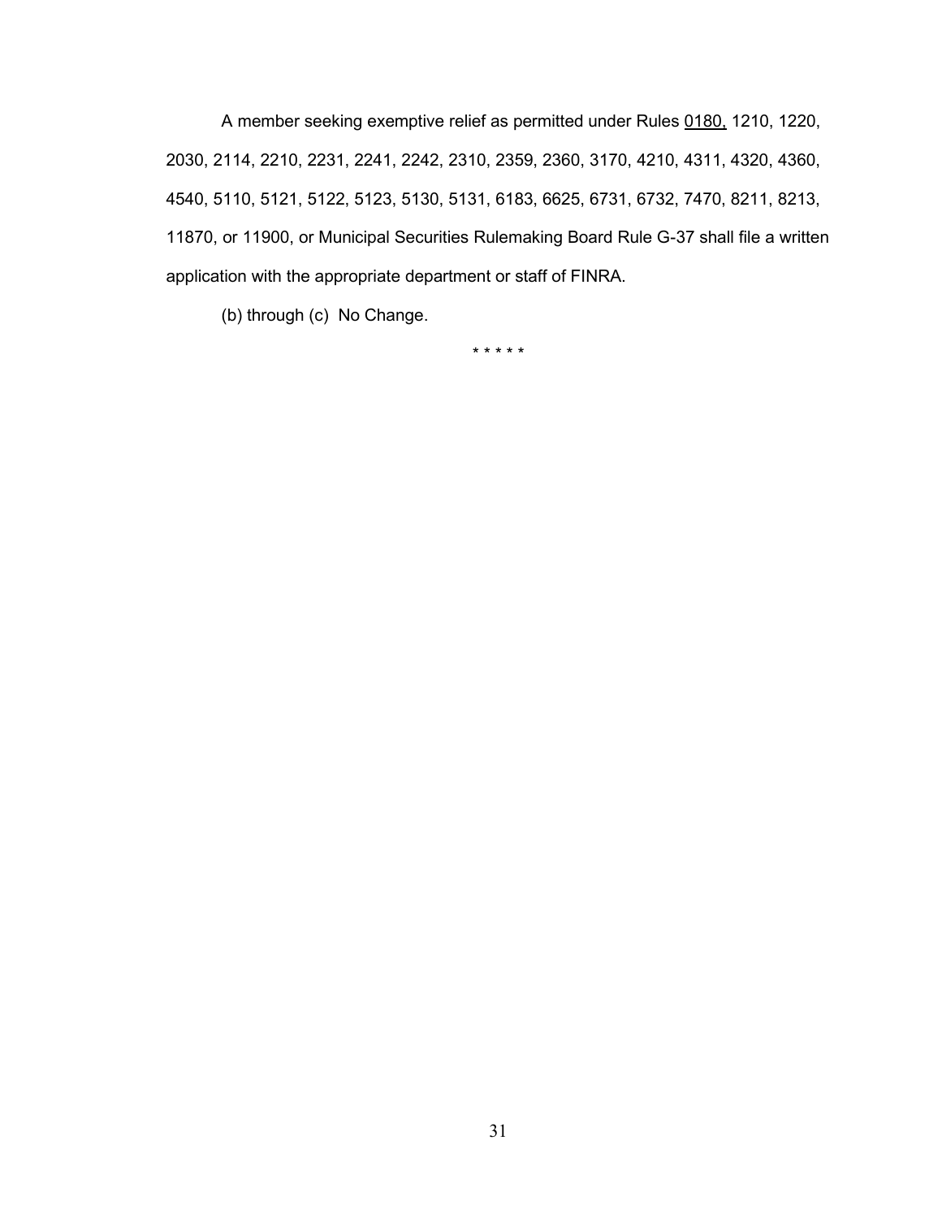A member seeking exemptive relief as permitted under Rules <u>0180,</u> 1210, 1220, 2030, 2114, 2210, 2231, 2241, 2242, 2310, 2359, 2360, 3170, 4210, 4311, 4320, 4360, 4540, 5110, 5121, 5122, 5123, 5130, 5131, 6183, 6625, 6731, 6732, 7470, 8211, 8213, 11870, or 11900, or Municipal Securities Rulemaking Board Rule G-37 shall file a written application with the appropriate department or staff of FINRA.

(b) through (c) No Change.

\* \* \* \* \*